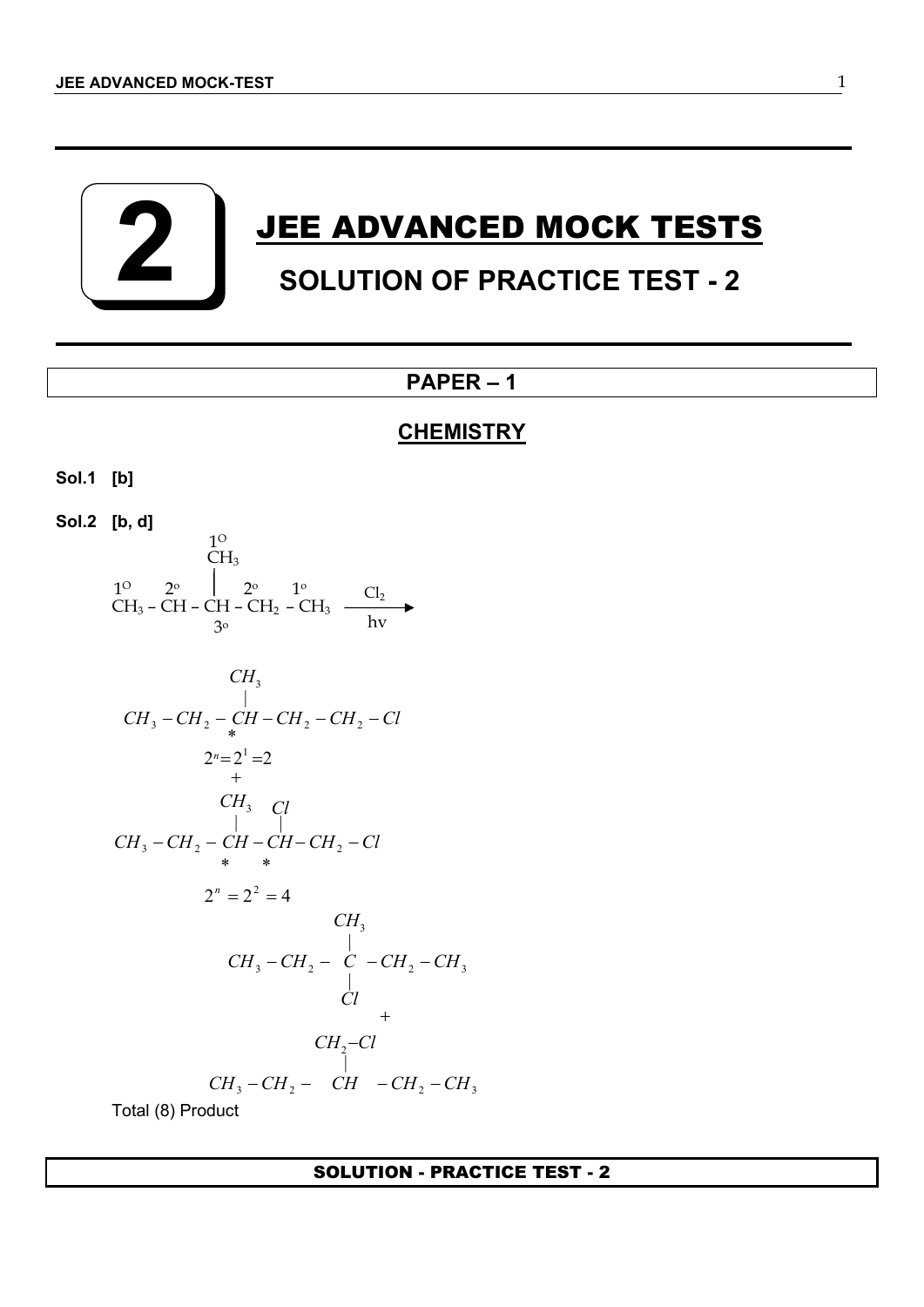# 2 JEE ADVANCED MOCK TESTS

## SOLUTION OF PRACTICE TEST - 2

## PAPER – 1

## CHEMISTRY

**Sol.1 [b]**

**Sol.2 [b, d]**

$$\underset{1^{O}}{CH_3} - \underset{2^{o}}{CH} - \underset{3^{o}}{\overset{\overset{1^{O}}{CH_3}}{\overset{|}{CH}}} - \underset{2^{o}}{CH_2} - \underset{1^{o}}{CH_3} \xrightarrow[hv]{Cl_2}$$

$$CH_3 - CH_2 - \underset{*}{\overset{\overset{CH_3}{|}}{CH}} - CH_2 - CH_2 - Cl$$

$$2^n = 2^1 = 2$$

$$+$$

$$CH_3 - CH_2 - \underset{*}{\overset{\overset{CH_3}{|}}{CH}} - \underset{*}{\overset{\overset{Cl}{|}}{CH}} - CH_2 - Cl$$

$$2^n = 2^2 = 4$$

$$CH_3 - CH_2 - \underset{\underset{Cl}{|}}{\overset{\overset{CH_3}{|}}{C}} - CH_2 - CH_3$$

$$+$$

$$CH_3 - CH_2 - \overset{\overset{CH_2-Cl}{|}}{CH} - CH_2 - CH_3$$

Total (8) Product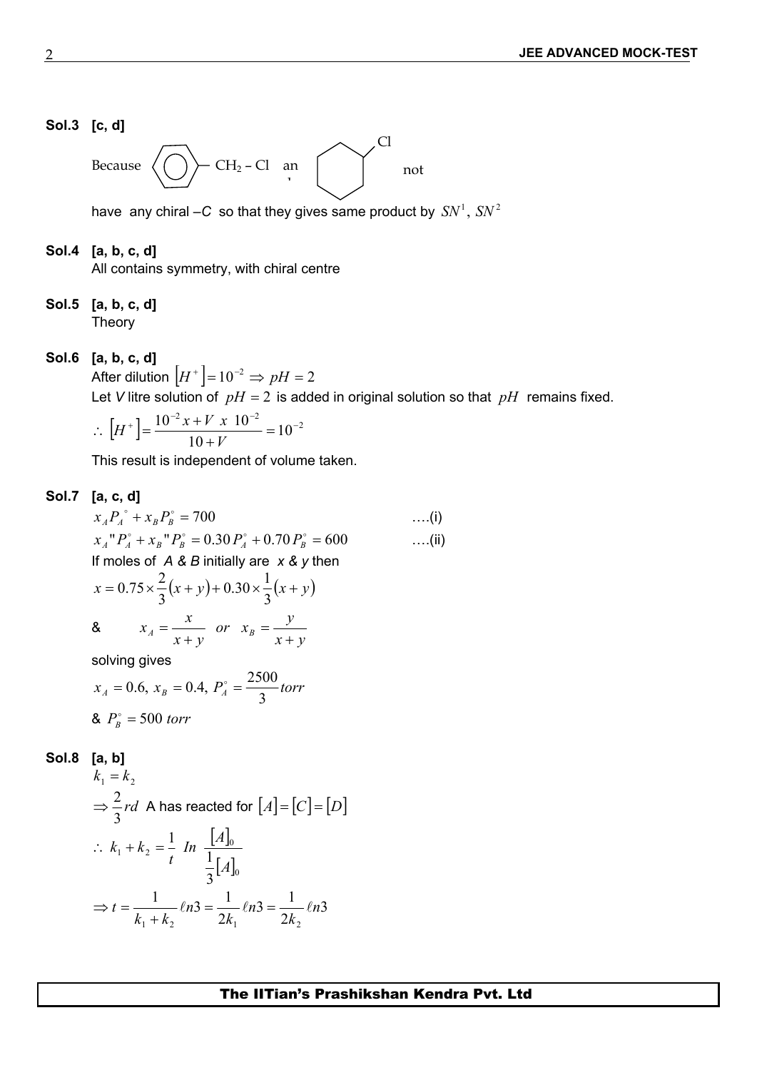**Sol.3 [c, d]**

Because $C_6H_5-CH_2-Cl$ an , (cyclohexyl chloride) not

have any chiral –*C* so that they gives same product by $SN^1$, $SN^2$

**Sol.4 [a, b, c, d]**

All contains symmetry, with chiral centre

**Sol.5 [a, b, c, d]**

Theory

**Sol.6 [a, b, c, d]**

After dilution $\left[H^+\right]=10^{-2} \Rightarrow pH=2$

Let *V* litre solution of $pH=2$ is added in original solution so that $pH$ remains fixed.

$$\therefore \left[H^+\right]=\frac{10^{-2}x+V\ x\ 10^{-2}}{10+V}=10^{-2}$$

This result is independent of volume taken.

**Sol.7 [a, c, d]**

$$x_A P_A^\circ + x_B P_B^\circ = 700 \qquad \text{....(i)}$$

$$x_A'' P_A^\circ + x_B'' P_B^\circ = 0.30\,P_A^\circ + 0.70\,P_B^\circ = 600 \qquad \text{....(ii)}$$

If moles of *A & B* initially are *x & y* then

$$x = 0.75\times\frac{2}{3}(x+y)+0.30\times\frac{1}{3}(x+y)$$

& $\quad x_A=\dfrac{x}{x+y} \quad or \quad x_B=\dfrac{y}{x+y}$

solving gives

$$x_A=0.6,\ x_B=0.4,\ P_A^\circ=\frac{2500}{3}torr$$

& $P_B^\circ=500\ torr$

**Sol.8 [a, b]**

$k_1=k_2$

$\Rightarrow \dfrac{2}{3}rd$ A has reacted for $[A]=[C]=[D]$

$$\therefore\ k_1+k_2=\frac{1}{t}\ In\ \frac{[A]_0}{\frac{1}{3}[A]_0}$$

$$\Rightarrow t=\frac{1}{k_1+k_2}\ell n3=\frac{1}{2k_1}\ell n3=\frac{1}{2k_2}\ell n3$$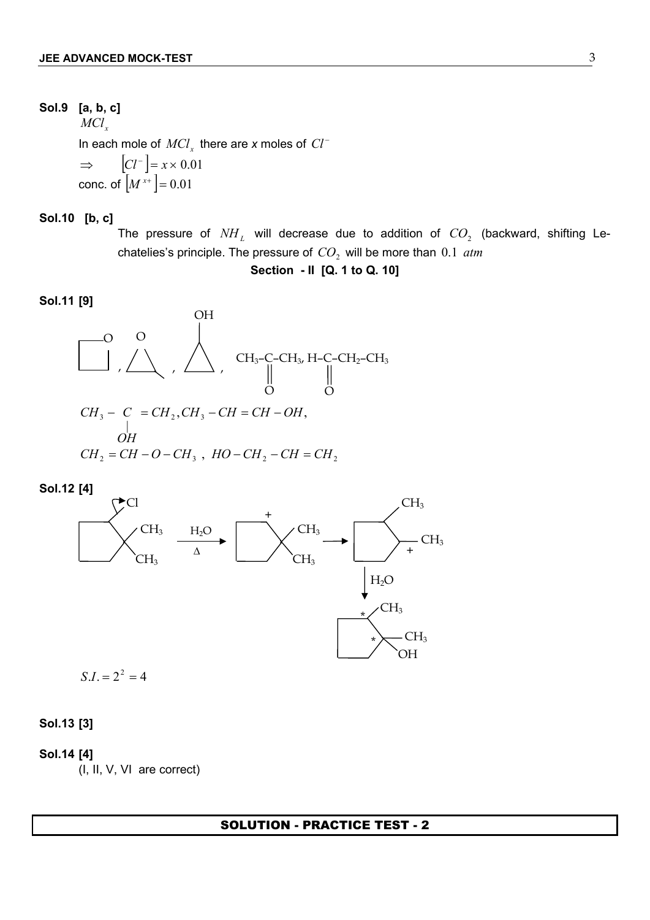**Sol.9 [a, b, c]**

$MCl_x$

In each mole of $MCl_x$ there are *x* moles of $Cl^-$

$\Rightarrow \quad [Cl^-] = x \times 0.01$

conc. of $[M^{x+}] = 0.01$

**Sol.10 [b, c]**

The pressure of $NH_L$ will decrease due to addition of $CO_2$ (backward, shifting Le-chatelies's principle. The pressure of $CO_2$ will be more than $0.1\ atm$

**Section - II [Q. 1 to Q. 10]**

**Sol.11 [9]**

(oxetane), (methyl oxirane), (cyclopropanol), $CH_3-\underset{\underset{O}{\|}}{C}-CH_3$, $H-\underset{\underset{O}{\|}}{C}-CH_2-CH_3$

$CH_3-\underset{\underset{OH}{|}}{C}=CH_2, CH_3-CH=CH-OH,$

$CH_2=CH-O-CH_3\ ,\ HO-CH_2-CH=CH_2$

**Sol.12 [4]**

1-chloro-2,2-dimethylcyclopentane $\xrightarrow[\Delta]{H_2O}$ carbocation (2,2-dimethylcyclopentyl cation) $\longrightarrow$ (methyl shift) 1,2-dimethylcyclopentyl cation $\xrightarrow{H_2O}$ 1,2-dimethylcyclopentan-1-ol (two chiral centres marked *)

$S.I. = 2^2 = 4$

**Sol.13 [3]**

**Sol.14 [4]**

(I, II, V, VI are correct)

## SOLUTION - PRACTICE TEST - 2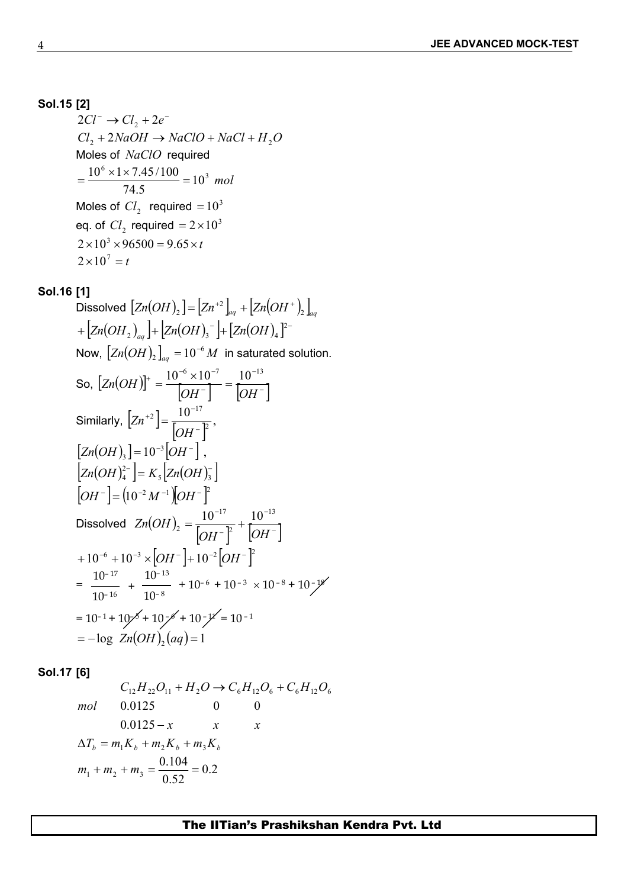**Sol.15 [2]**

$$2Cl^- \rightarrow Cl_2 + 2e^-$$

$$Cl_2 + 2NaOH \rightarrow NaClO + NaCl + H_2O$$

Moles of $NaClO$ required

$$= \frac{10^6 \times 1 \times 7.45/100}{74.5} = 10^3 \ mol$$

Moles of $Cl_2$ required $= 10^3$

eq. of $Cl_2$ required $= 2 \times 10^3$

$$2 \times 10^3 \times 96500 = 9.65 \times t$$

$$2 \times 10^7 = t$$

**Sol.16 [1]**

Dissolved $\left[Zn(OH)_2\right] = \left[Zn^{+2}\right]_{aq} + \left[Zn(OH^+)_2\right]_{aq}$

$+ \left[Zn(OH_2)_{aq}\right] + \left[Zn(OH)_3^-\right] + \left[Zn(OH)_4\right]^{2-}$

Now, $\left[Zn(OH)_2\right]_{aq} = 10^{-6}M$ in saturated solution.

So, $\left[Zn(OH)\right]^+ = \dfrac{10^{-6} \times 10^{-7}}{\left[OH^-\right]} = \dfrac{10^{-13}}{\left[OH^-\right]}$

Similarly, $\left[Zn^{+2}\right] = \dfrac{10^{-17}}{\left[OH^-\right]^2}$,

$\left[Zn(OH)_3\right] = 10^{-3}\left[OH^-\right]$,

$\left[Zn(OH)_4^{2-}\right] = K_5\left[Zn(OH)_3^-\right]$

$\left[OH^-\right] = \left(10^{-2}M^{-1}\right)\left[OH^-\right]^2$

Dissolved $Zn(OH)_2 = \dfrac{10^{-17}}{\left[OH^-\right]^2} + \dfrac{10^{-13}}{\left[OH^-\right]}$

$+ 10^{-6} + 10^{-3} \times \left[OH^-\right] + 10^{-2}\left[OH^-\right]^2$

$= \dfrac{10^{-17}}{10^{-16}} + \dfrac{10^{-13}}{10^{-8}} + 10^{-6} + 10^{-3} \times 10^{-8} + 10^{-18}$

$= 10^{-1} + 10^{-5} + 10^{-6} + 10^{-11} = 10^{-1}$

$= -\log \ Zn(OH)_2(aq) = 1$

**Sol.17 [6]**

$$C_{12}H_{22}O_{11} + H_2O \rightarrow C_6H_{12}O_6 + C_6H_{12}O_6$$

| | $C_{12}H_{22}O_{11}$ | $C_6H_{12}O_6$ | $C_6H_{12}O_6$ |
|---|---|---|---|
| $mol$ | $0.0125$ | $0$ | $0$ |
| | $0.0125 - x$ | $x$ | $x$ |

$$\Delta T_b = m_1K_b + m_2K_b + m_3K_b$$

$$m_1 + m_2 + m_3 = \frac{0.104}{0.52} = 0.2$$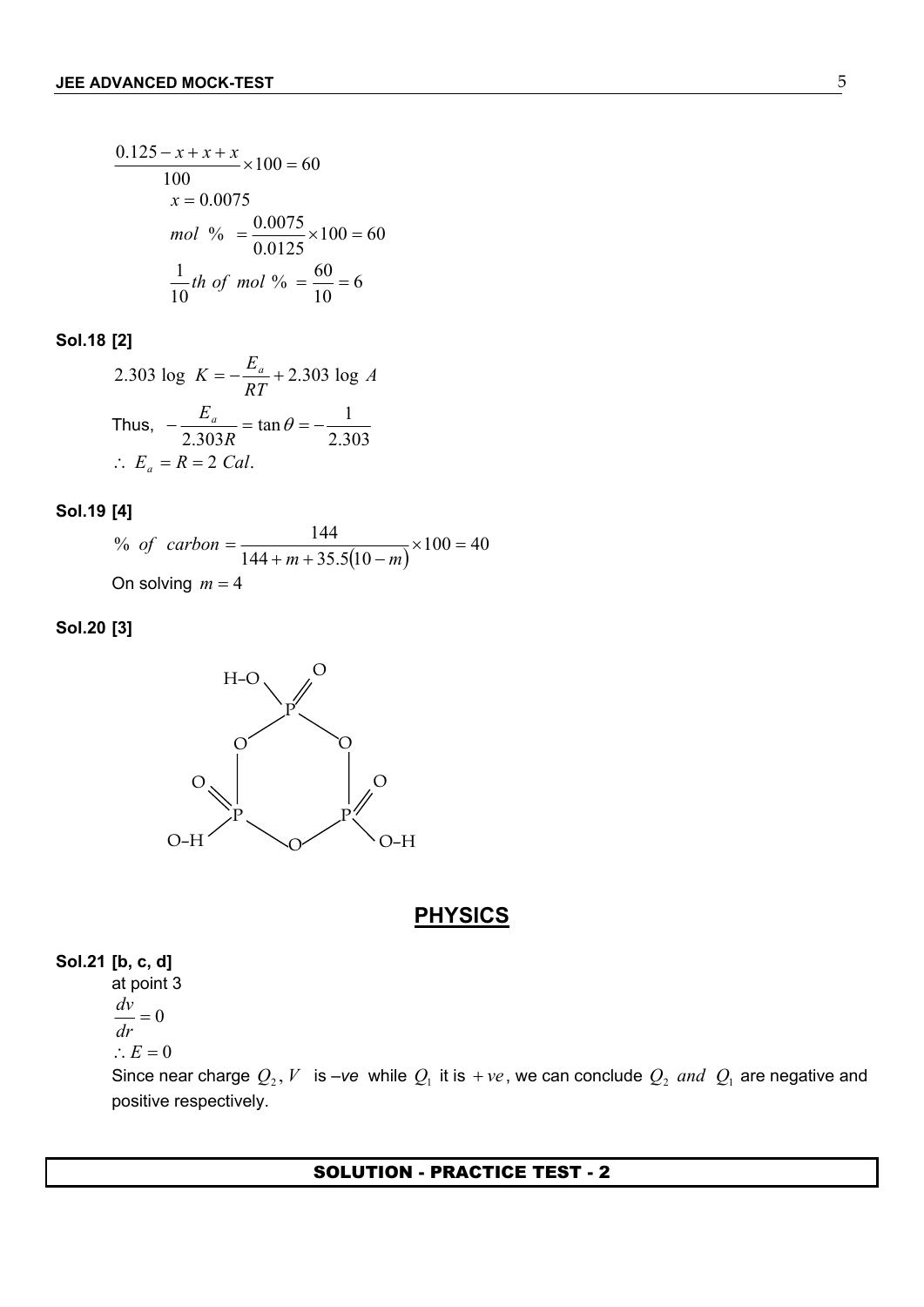$$\frac{0.125 - x + x + x}{100} \times 100 = 60$$

$$x = 0.0075$$

$$mol\ \% = \frac{0.0075}{0.0125} \times 100 = 60$$

$$\frac{1}{10} th\ of\ mol\ \% = \frac{60}{10} = 6$$

**Sol.18 [2]**

$$2.303 \log K = -\frac{E_a}{RT} + 2.303 \log A$$

Thus, $-\frac{E_a}{2.303R} = \tan\theta = -\frac{1}{2.303}$

$\therefore E_a = R = 2\ Cal.$

**Sol.19 [4]**

$$\%\ of\ carbon = \frac{144}{144 + m + 35.5(10 - m)} \times 100 = 40$$

On solving $m = 4$

**Sol.20 [3]**

(Cyclic structure: three P atoms alternating with three bridging O atoms in a six-membered ring; each P bears one =O and one –O–H.)

## PHYSICS

**Sol.21 [b, c, d]**

at point 3

$$\frac{dv}{dr} = 0$$

$$\therefore E = 0$$

Since near charge $Q_2$, $V$ is –*ve* while $Q_1$ it is $+ve$, we can conclude $Q_2$ *and* $Q_1$ are negative and positive respectively.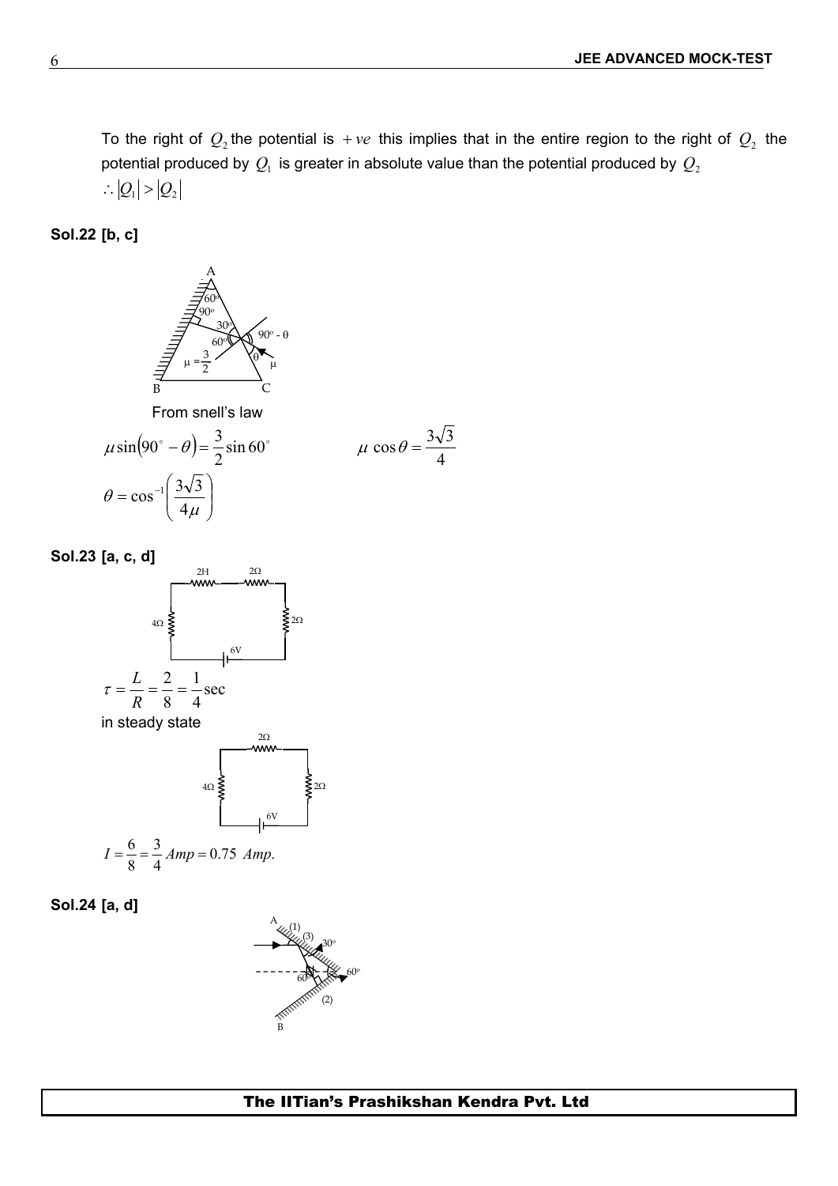To the right of $Q_2$ the potential is $+ve$ this implies that in the entire region to the right of $Q_2$ the potential produced by $Q_1$ is greater in absolute value than the potential produced by $Q_2$

$\therefore |Q_1| > |Q_2|$

**Sol.22 [b, c]**

From snell's law

$$\mu \sin(90^\circ - \theta) = \frac{3}{2}\sin 60^\circ \qquad \mu \cos\theta = \frac{3\sqrt{3}}{4}$$

$$\theta = \cos^{-1}\left(\frac{3\sqrt{3}}{4\mu}\right)$$

**Sol.23 [a, c, d]**

$$\tau = \frac{L}{R} = \frac{2}{8} = \frac{1}{4}\text{sec}$$

in steady state

$$I = \frac{6}{8} = \frac{3}{4}\,Amp = 0.75\ Amp.$$

**Sol.24 [a, d]**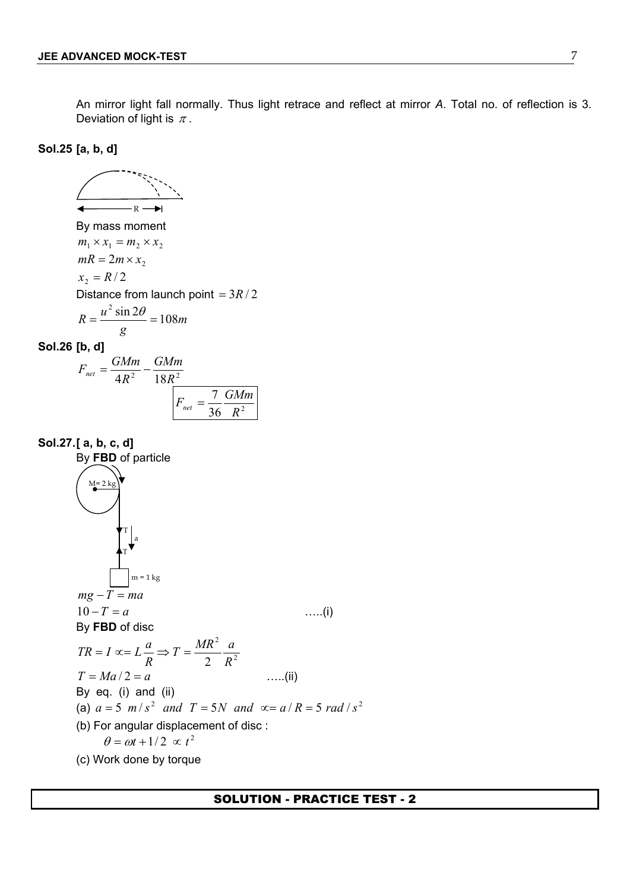An mirror light fall normally. Thus light retrace and reflect at mirror *A*. Total no. of reflection is 3. Deviation of light is $\pi$.

**Sol.25 [a, b, d]**

By mass moment

$m_1 \times x_1 = m_2 \times x_2$

$mR = 2m \times x_2$

$x_2 = R/2$

Distance from launch point $= 3R/2$

$$R = \frac{u^2 \sin 2\theta}{g} = 108m$$

**Sol.26 [b, d]**

$$F_{net} = \frac{GMm}{4R^2} - \frac{GMm}{18R^2}$$

$$\boxed{F_{net} = \frac{7}{36}\frac{GMm}{R^2}}$$

**Sol.27.[ a, b, c, d]**

By **FBD** of particle

$mg - T = ma$

$10 - T = a$ …..(i)

By **FBD** of disc

$$TR = I \propto = L\frac{a}{R} \Rightarrow T = \frac{MR^2}{2}\frac{a}{R^2}$$

$T = Ma/2 = a$ …..(ii)

By eq. (i) and (ii)

(a) $a = 5 \ m/s^2 \ and \ T = 5N \ and \ \propto = a/R = 5 \ rad/s^2$

(b) For angular displacement of disc :

$\theta = \omega t + 1/2 \propto t^2$

(c) Work done by torque

SOLUTION - PRACTICE TEST - 2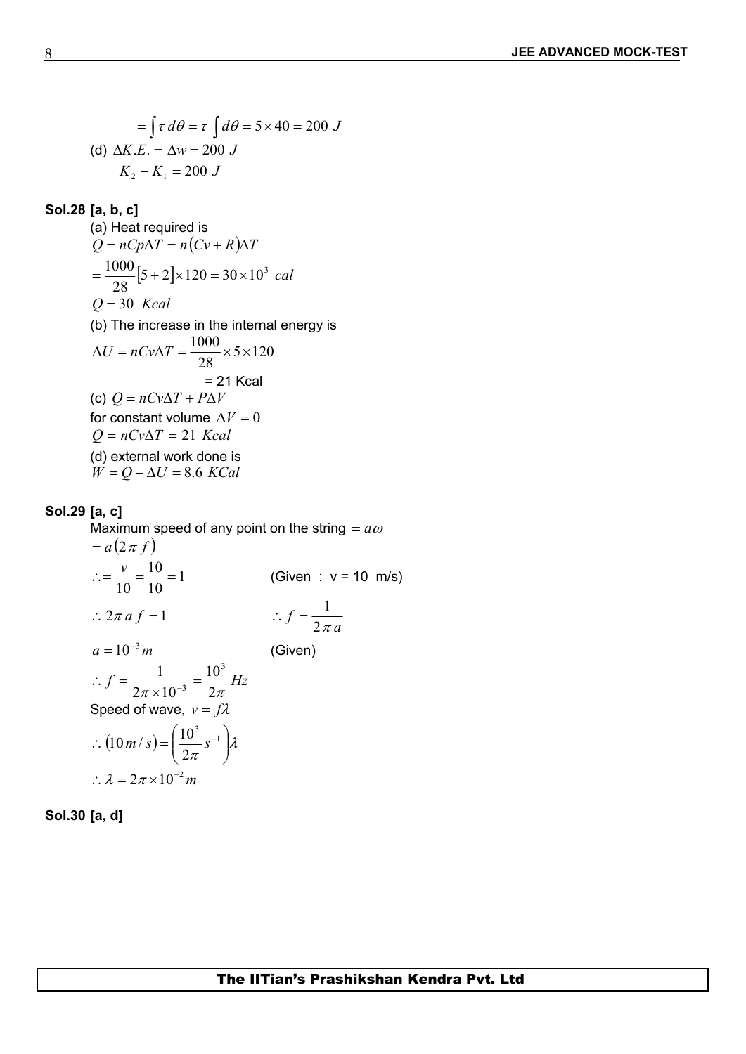$$= \int \tau \, d\theta = \tau \int d\theta = 5 \times 40 = 200 \ J$$

(d) $\Delta K.E. = \Delta w = 200 \ J$

$$K_2 - K_1 = 200 \ J$$

**Sol.28 [a, b, c]**

(a) Heat required is

$$Q = nCp\Delta T = n\left(Cv + R\right)\Delta T$$

$$= \frac{1000}{28}\left[5 + 2\right] \times 120 = 30 \times 10^3 \ cal$$

$$Q = 30 \ \ Kcal$$

(b) The increase in the internal energy is

$$\Delta U = nCv\Delta T = \frac{1000}{28} \times 5 \times 120$$

= 21 Kcal

(c) $Q = nCv\Delta T + P\Delta V$

for constant volume $\Delta V = 0$

$$Q = nCv\Delta T = 21 \ Kcal$$

(d) external work done is

$$W = Q - \Delta U = 8.6 \ KCal$$

**Sol.29 [a, c]**

Maximum speed of any point on the string $= a\omega$

$$= a\left(2\pi f\right)$$

$$\therefore = \frac{v}{10} = \frac{10}{10} = 1 \qquad \text{(Given : v = 10 m/s)}$$

$$\therefore 2\pi a f = 1 \qquad \therefore f = \frac{1}{2\pi a}$$

$$a = 10^{-3} m \qquad \text{(Given)}$$

$$\therefore f = \frac{1}{2\pi \times 10^{-3}} = \frac{10^3}{2\pi} Hz$$

Speed of wave, $v = f\lambda$

$$\therefore \left(10 \, m/s\right) = \left(\frac{10^3}{2\pi} s^{-1}\right)\lambda$$

$$\therefore \lambda = 2\pi \times 10^{-2} m$$

**Sol.30 [a, d]**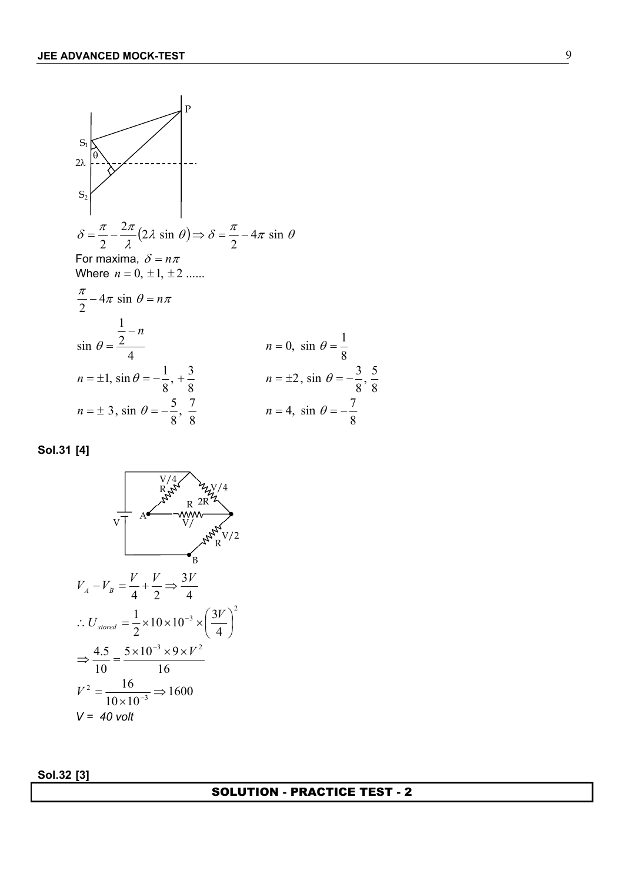$$\delta = \frac{\pi}{2} - \frac{2\pi}{\lambda}(2\lambda \sin\theta) \Rightarrow \delta = \frac{\pi}{2} - 4\pi \sin\theta$$

For maxima, $\delta = n\pi$

Where $n = 0, \pm 1, \pm 2$ ......

$$\frac{\pi}{2} - 4\pi \sin\theta = n\pi$$

$$\sin\theta = \frac{\frac{1}{2} - n}{4}$$

$n = 0,\ \sin\theta = \frac{1}{8}$

$n = \pm 1,\ \sin\theta = -\frac{1}{8}, +\frac{3}{8}$

$n = \pm 2,\ \sin\theta = -\frac{3}{8}, \frac{5}{8}$

$n = \pm 3,\ \sin\theta = -\frac{5}{8}, \frac{7}{8}$

$n = 4,\ \sin\theta = -\frac{7}{8}$

**Sol.31 [4]**

$$V_A - V_B = \frac{V}{4} + \frac{V}{2} \Rightarrow \frac{3V}{4}$$

$$\therefore U_{stored} = \frac{1}{2} \times 10 \times 10^{-3} \times \left(\frac{3V}{4}\right)^2$$

$$\Rightarrow \frac{4.5}{10} = \frac{5 \times 10^{-3} \times 9 \times V^2}{16}$$

$$V^2 = \frac{16}{10 \times 10^{-3}} \Rightarrow 1600$$

*V = 40 volt*

**Sol.32 [3]**

## SOLUTION - PRACTICE TEST - 2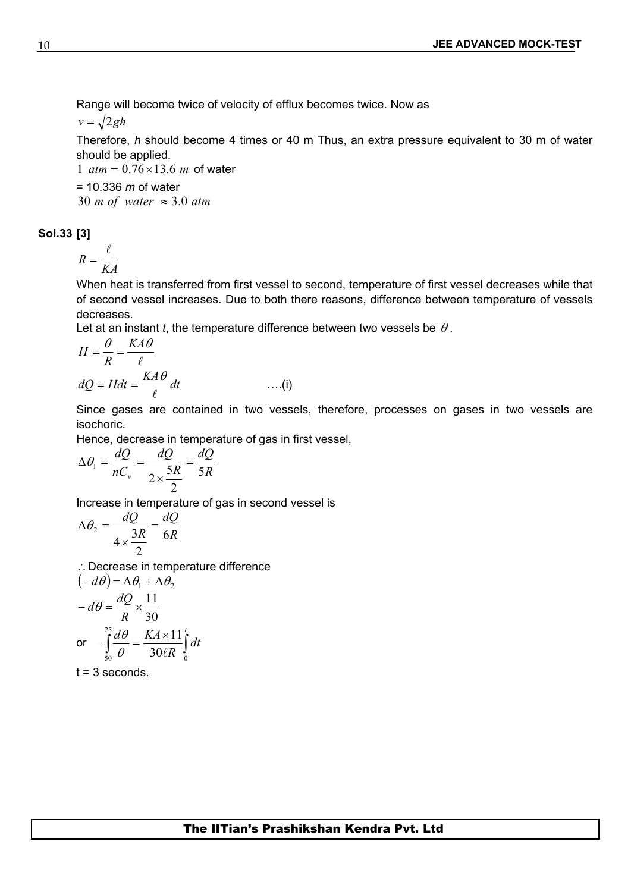Range will become twice of velocity of efflux becomes twice. Now as

$v = \sqrt{2gh}$

Therefore, $h$ should become 4 times or 40 m Thus, an extra pressure equivalent to 30 m of water should be applied.

$1 \ atm = 0.76 \times 13.6 \ m$ of water

= 10.336 $m$ of water

$30 \ m \ of \ water \ \approx 3.0 \ atm$

**Sol.33 [3]**

$$R = \frac{\ell|}{KA}$$

When heat is transferred from first vessel to second, temperature of first vessel decreases while that of second vessel increases. Due to both there reasons, difference between temperature of vessels decreases.

Let at an instant $t$, the temperature difference between two vessels be $\theta$.

$$H = \frac{\theta}{R} = \frac{KA\theta}{\ell}$$

$$dQ = Hdt = \frac{KA\theta}{\ell}dt \qquad \text{....(i)}$$

Since gases are contained in two vessels, therefore, processes on gases in two vessels are isochoric.

Hence, decrease in temperature of gas in first vessel,

$$\Delta\theta_1 = \frac{dQ}{nC_v} = \frac{dQ}{2 \times \frac{5R}{2}} = \frac{dQ}{5R}$$

Increase in temperature of gas in second vessel is

$$\Delta\theta_2 = \frac{dQ}{4 \times \frac{3R}{2}} = \frac{dQ}{6R}$$

$\therefore$ Decrease in temperature difference

$$(-d\theta) = \Delta\theta_1 + \Delta\theta_2$$

$$-d\theta = \frac{dQ}{R} \times \frac{11}{30}$$

or $-\int_{50}^{25} \frac{d\theta}{\theta} = \frac{KA \times 11}{30\ell R}\int_0^t dt$

t = 3 seconds.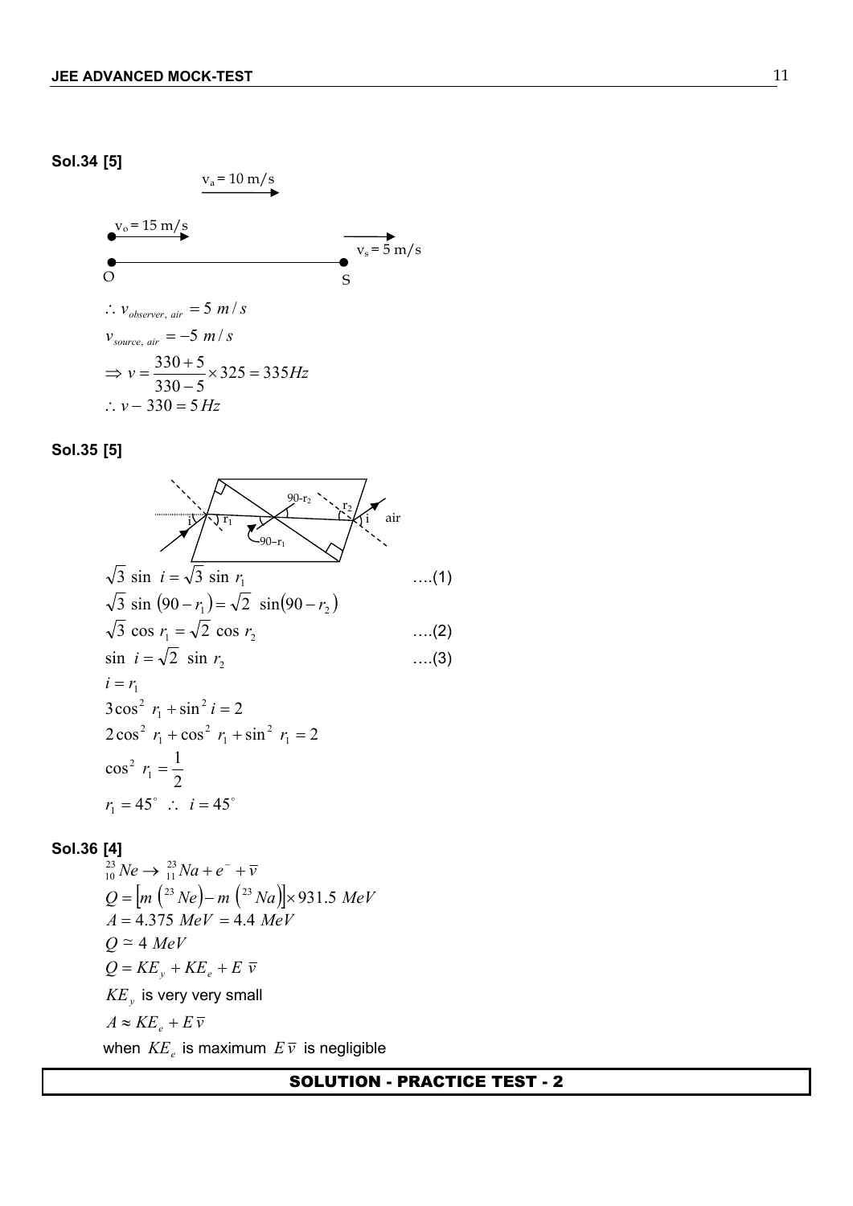**Sol.34 [5]**

$v_a = 10\ m/s$

$v_o = 15\ m/s$

$v_s = 5\ m/s$

O S

$\therefore\ v_{observer,\ air} = 5\ m/s$

$v_{source,\ air} = -5\ m/s$

$\Rightarrow v = \dfrac{330+5}{330-5} \times 325 = 335 Hz$

$\therefore\ v - 330 = 5\,Hz$

**Sol.35 [5]**

$90\text{-}r_2$, $r_2$, $i$, air, $i$, $r_1$, $90\text{-}r_1$

$\sqrt{3}\ \sin\ i = \sqrt{3}\ \sin\ r_1$ ....(1)

$\sqrt{3}\ \sin\ (90 - r_1) = \sqrt{2}\ \ \sin(90 - r_2)$

$\sqrt{3}\ \cos\ r_1 = \sqrt{2}\ \cos\ r_2$ ....(2)

$\sin\ i = \sqrt{2}\ \ \sin\ r_2$ ....(3)

$i = r_1$

$3\cos^2\ r_1 + \sin^2 i = 2$

$2\cos^2\ r_1 + \cos^2\ r_1 + \sin^2\ r_1 = 2$

$\cos^2\ r_1 = \dfrac{1}{2}$

$r_1 = 45^\circ\ \therefore\ i = 45^\circ$

**Sol.36 [4]**

${}^{23}_{10}Ne \rightarrow {}^{23}_{11}Na + e^- + \bar{v}$

$Q = \left[m\ \left({}^{23}Ne\right) - m\ \left({}^{23}Na\right)\right] \times 931.5\ MeV$

$A = 4.375\ MeV = 4.4\ MeV$

$Q \simeq 4\ MeV$

$Q = KE_y + KE_e + E\ \bar{v}$

$KE_y$ is very very small

$A \approx KE_e + E\,\bar{v}$

when $KE_e$ is maximum $E\,\bar{v}$ is negligible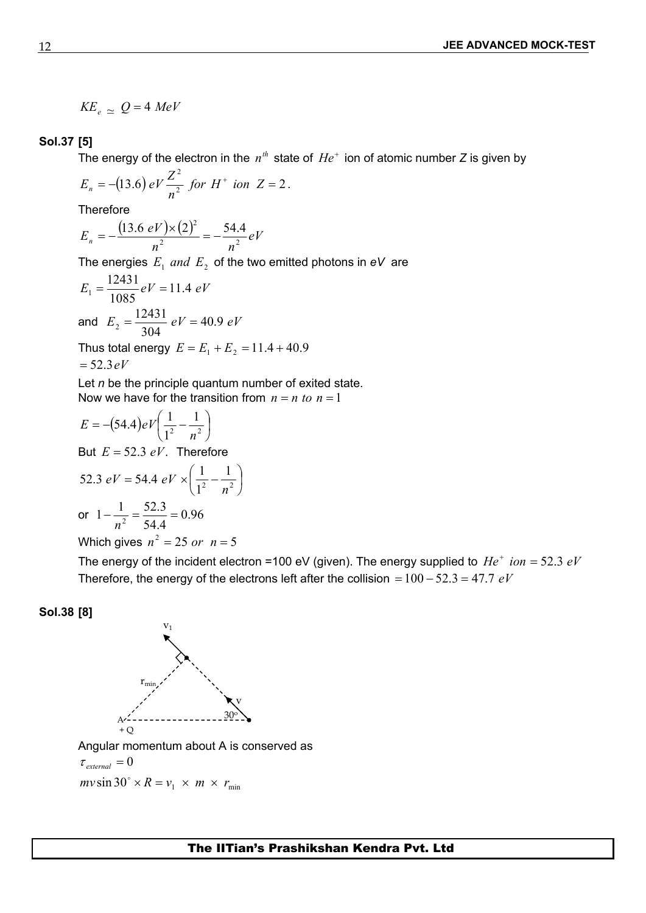$KE_e \simeq Q = 4\ MeV$

**Sol.37 [5]**

The energy of the electron in the $n^{th}$ state of $He^+$ ion of atomic number *Z* is given by

$$E_n = -(13.6)\, eV \frac{Z^2}{n^2} \ \ for\ H^+\ ion\ \ Z = 2.$$

Therefore

$$E_n = -\frac{(13.6\ eV) \times (2)^2}{n^2} = -\frac{54.4}{n^2} eV$$

The energies $E_1\ and\ E_2$ of the two emitted photons in *eV* are

$$E_1 = \frac{12431}{1085} eV = 11.4\ eV$$

and $E_2 = \dfrac{12431}{304}\ eV = 40.9\ eV$

Thus total energy $E = E_1 + E_2 = 11.4 + 40.9$

$= 52.3\, eV$

Let *n* be the principle quantum number of exited state.

Now we have for the transition from $n = n\ to\ n = 1$

$$E = -(54.4) eV \left( \frac{1}{1^2} - \frac{1}{n^2} \right)$$

But $E = 52.3\ eV$. Therefore

$$52.3\ eV = 54.4\ eV \times \left( \frac{1}{1^2} - \frac{1}{n^2} \right)$$

or $1 - \dfrac{1}{n^2} = \dfrac{52.3}{54.4} = 0.96$

Which gives $n^2 = 25\ or\ \ n = 5$

The energy of the incident electron =100 eV (given). The energy supplied to $He^+\ ion = 52.3\ eV$

Therefore, the energy of the electrons left after the collision $= 100 - 52.3 = 47.7\ eV$

**Sol.38 [8]**

Angular momentum about A is conserved as

$\tau_{external} = 0$

$mv \sin 30^\circ \times R = v_1\ \times\ m\ \times\ r_{\min}$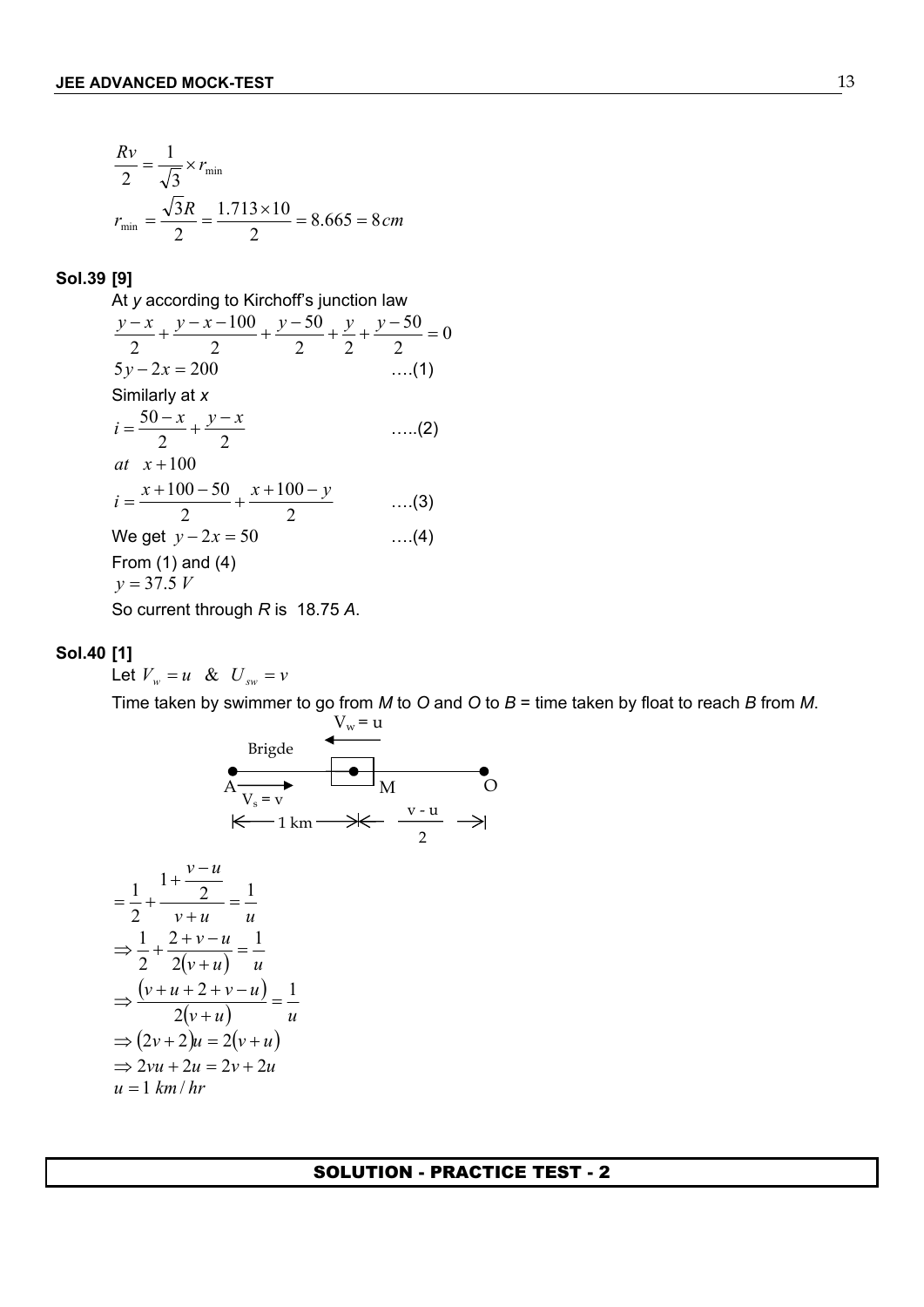$$\frac{Rv}{2} = \frac{1}{\sqrt{3}} \times r_{\min}$$

$$r_{\min} = \frac{\sqrt{3}R}{2} = \frac{1.713 \times 10}{2} = 8.665 = 8\,cm$$

**Sol.39 [9]**

At $y$ according to Kirchoff's junction law

$$\frac{y-x}{2} + \frac{y-x-100}{2} + \frac{y-50}{2} + \frac{y}{2} + \frac{y-50}{2} = 0$$

$$5y - 2x = 200 \qquad \text{....(1)}$$

Similarly at $x$

$$i = \frac{50-x}{2} + \frac{y-x}{2} \qquad \text{.....(2)}$$

$at \quad x+100$

$$i = \frac{x+100-50}{2} + \frac{x+100-y}{2} \qquad \text{....(3)}$$

We get $y - 2x = 50 \qquad \text{....(4)}$

From (1) and (4)

$y = 37.5\ V$

So current through $R$ is 18.75 $A$.

**Sol.40 [1]**

Let $V_w = u$ & $U_{sw} = v$

Time taken by swimmer to go from $M$ to $O$ and $O$ to $B$ = time taken by float to reach $B$ from $M$.

Brigde: A —— M —— O; $V_w = u$ (leftward), $V_s = v$ (rightward); AM = 1 km, MO = $\frac{v-u}{2}$

$$= \frac{1}{2} + \frac{1 + \frac{v-u}{2}}{v+u} = \frac{1}{u}$$

$$\Rightarrow \frac{1}{2} + \frac{2+v-u}{2(v+u)} = \frac{1}{u}$$

$$\Rightarrow \frac{(v+u+2+v-u)}{2(v+u)} = \frac{1}{u}$$

$$\Rightarrow (2v+2)u = 2(v+u)$$

$$\Rightarrow 2vu + 2u = 2v + 2u$$

$$u = 1\ km/hr$$

## SOLUTION - PRACTICE TEST - 2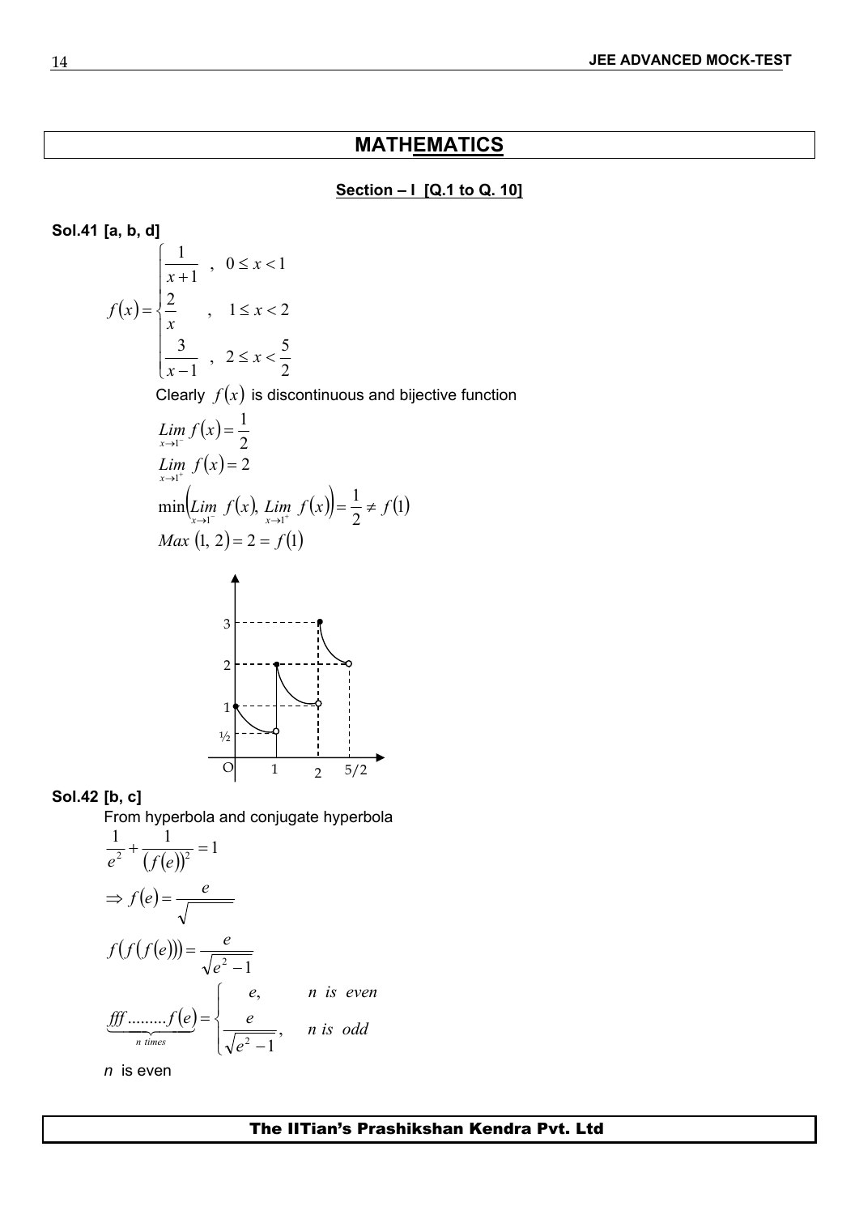# MATHEMATICS

**Section – I [Q.1 to Q. 10]**

**Sol.41 [a, b, d]**

$$f(x)=\begin{cases}\dfrac{1}{x+1} & , \ 0\le x<1\\[2mm] \dfrac{2}{x} & , \ 1\le x<2\\[2mm] \dfrac{3}{x-1} & , \ 2\le x<\dfrac{5}{2}\end{cases}$$

Clearly $f(x)$ is discontinuous and bijective function

$$\lim_{x\to 1^-} f(x)=\frac{1}{2}$$

$$\lim_{x\to 1^+} f(x)=2$$

$$\min\left(\lim_{x\to 1^-} f(x),\ \lim_{x\to 1^+} f(x)\right)=\frac{1}{2}\ne f(1)$$

$$Max\ (1,\ 2)=2=f(1)$$

**Sol.42 [b, c]**

From hyperbola and conjugate hyperbola

$$\frac{1}{e^2}+\frac{1}{(f(e))^2}=1$$

$$\Rightarrow f(e)=\frac{e}{\sqrt{\phantom{e^2-1}}}$$

$$f(f(f(e)))=\frac{e}{\sqrt{e^2-1}}$$

$$\underbrace{fff.........f(e)}_{n\ times}=\begin{cases} e, & n\ is\ even\\ \dfrac{e}{\sqrt{e^2-1}}, & n\ is\ odd\end{cases}$$

$n$ is even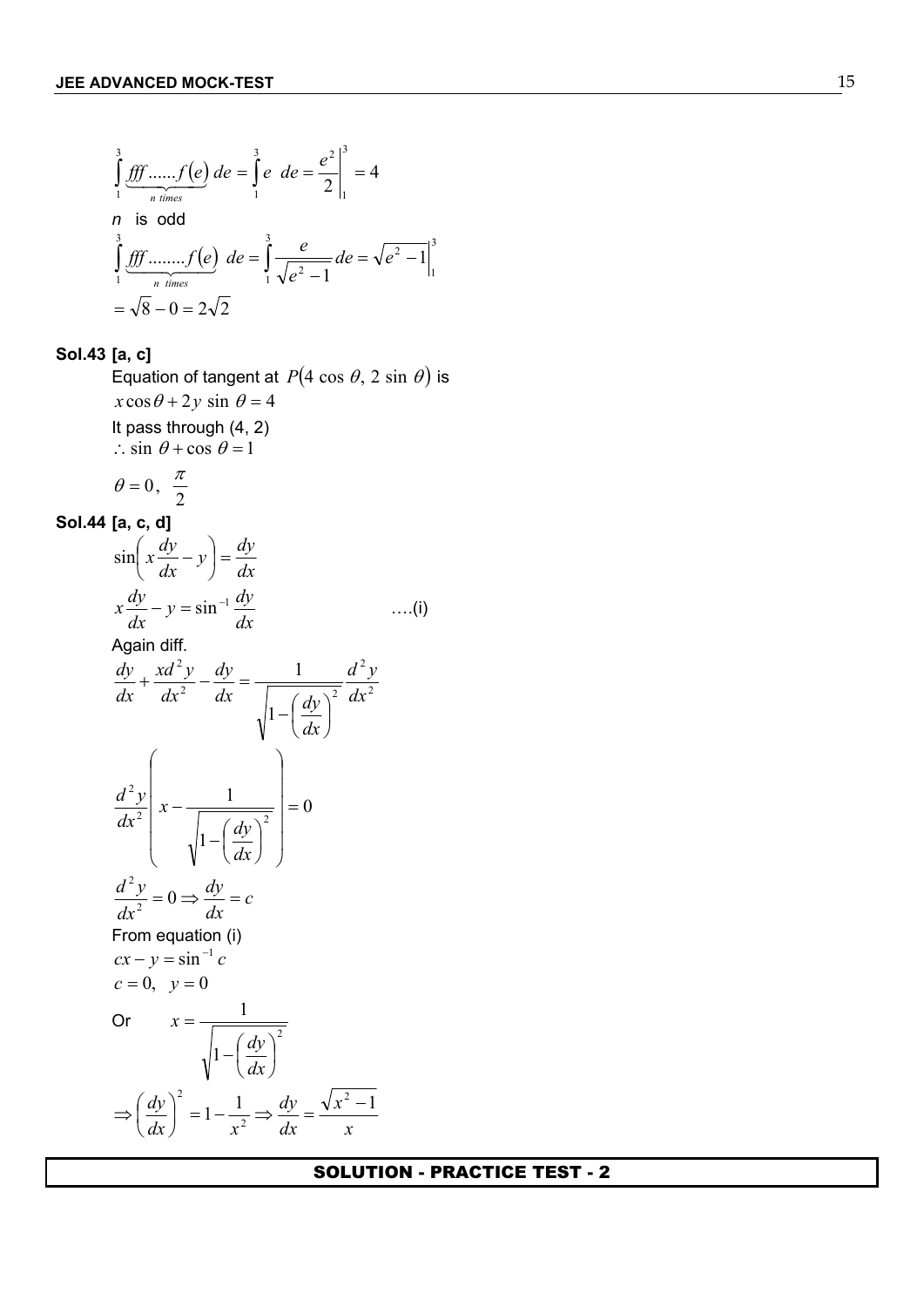$$\int_1^3 \underbrace{fff......f(e)}_{n\ times}\ de = \int_1^3 e\ \ de = \left.\frac{e^2}{2}\right|_1^3 = 4$$

*n* is odd

$$\int_1^3 \underbrace{fff........f(e)}_{n\ times}\ de = \int_1^3 \frac{e}{\sqrt{e^2-1}}\,de = \left.\sqrt{e^2-1}\right|_1^3$$

$$= \sqrt{8} - 0 = 2\sqrt{2}$$

**Sol.43 [a, c]**

Equation of tangent at $P(4\cos\theta, 2\sin\theta)$ is

$x\cos\theta + 2y\sin\theta = 4$

It pass through (4, 2)

$\therefore \sin\theta + \cos\theta = 1$

$\theta = 0,\ \dfrac{\pi}{2}$

**Sol.44 [a, c, d]**

$$\sin\left(x\frac{dy}{dx} - y\right) = \frac{dy}{dx}$$

$$x\frac{dy}{dx} - y = \sin^{-1}\frac{dy}{dx} \qquad \text{....(i)}$$

Again diff.

$$\frac{dy}{dx} + \frac{xd^2y}{dx^2} - \frac{dy}{dx} = \frac{1}{\sqrt{1-\left(\frac{dy}{dx}\right)^2}}\frac{d^2y}{dx^2}$$

$$\frac{d^2y}{dx^2}\left(x - \frac{1}{\sqrt{1-\left(\frac{dy}{dx}\right)^2}}\right) = 0$$

$$\frac{d^2y}{dx^2} = 0 \Rightarrow \frac{dy}{dx} = c$$

From equation (i)

$cx - y = \sin^{-1} c$

$c = 0,\ \ y = 0$

Or $\qquad x = \dfrac{1}{\sqrt{1-\left(\frac{dy}{dx}\right)^2}}$

$$\Rightarrow \left(\frac{dy}{dx}\right)^2 = 1 - \frac{1}{x^2} \Rightarrow \frac{dy}{dx} = \frac{\sqrt{x^2-1}}{x}$$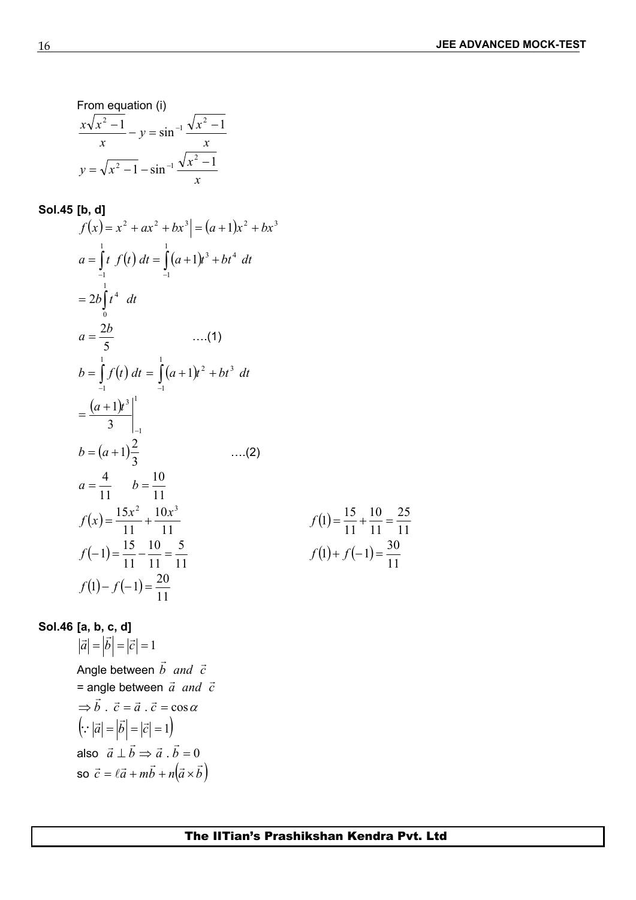From equation (i)

$$\frac{x\sqrt{x^2-1}}{x} - y = \sin^{-1}\frac{\sqrt{x^2-1}}{x}$$

$$y = \sqrt{x^2-1} - \sin^{-1}\frac{\sqrt{x^2-1}}{x}$$

**Sol.45 [b, d]**

$$f(x) = x^2 + ax^2 + bx^3\Big| = (a+1)x^2 + bx^3$$

$$a = \int_{-1}^{1} t\ f(t)\ dt = \int_{-1}^{1} (a+1)t^3 + bt^4\ dt$$

$$= 2b\int_{0}^{1} t^4\ dt$$

$$a = \frac{2b}{5} \qquad \text{....(1)}$$

$$b = \int_{-1}^{1} f(t)\ dt = \int_{-1}^{1} (a+1)t^2 + bt^3\ dt$$

$$= \frac{(a+1)t^3}{3}\Bigg|_{-1}^{1}$$

$$b = (a+1)\frac{2}{3} \qquad \text{....(2)}$$

$$a = \frac{4}{11} \qquad b = \frac{10}{11}$$

$$f(x) = \frac{15x^2}{11} + \frac{10x^3}{11}$$

$$f(1) = \frac{15}{11} + \frac{10}{11} = \frac{25}{11}$$

$$f(-1) = \frac{15}{11} - \frac{10}{11} = \frac{5}{11}$$

$$f(1) + f(-1) = \frac{30}{11}$$

$$f(1) - f(-1) = \frac{20}{11}$$

**Sol.46 [a, b, c, d]**

$$|\vec{a}| = |\vec{b}| = |\vec{c}| = 1$$

Angle between $\vec{b}$ *and* $\vec{c}$

= angle between $\vec{a}$ *and* $\vec{c}$

$\Rightarrow \vec{b}\ .\ \vec{c} = \vec{a}\ .\ \vec{c} = \cos\alpha$

$\left(\because |\vec{a}| = |\vec{b}| = |\vec{c}| = 1\right)$

also $\vec{a} \perp \vec{b} \Rightarrow \vec{a}\ .\ \vec{b} = 0$

so $\vec{c} = \ell\vec{a} + m\vec{b} + n\left(\vec{a}\times\vec{b}\right)$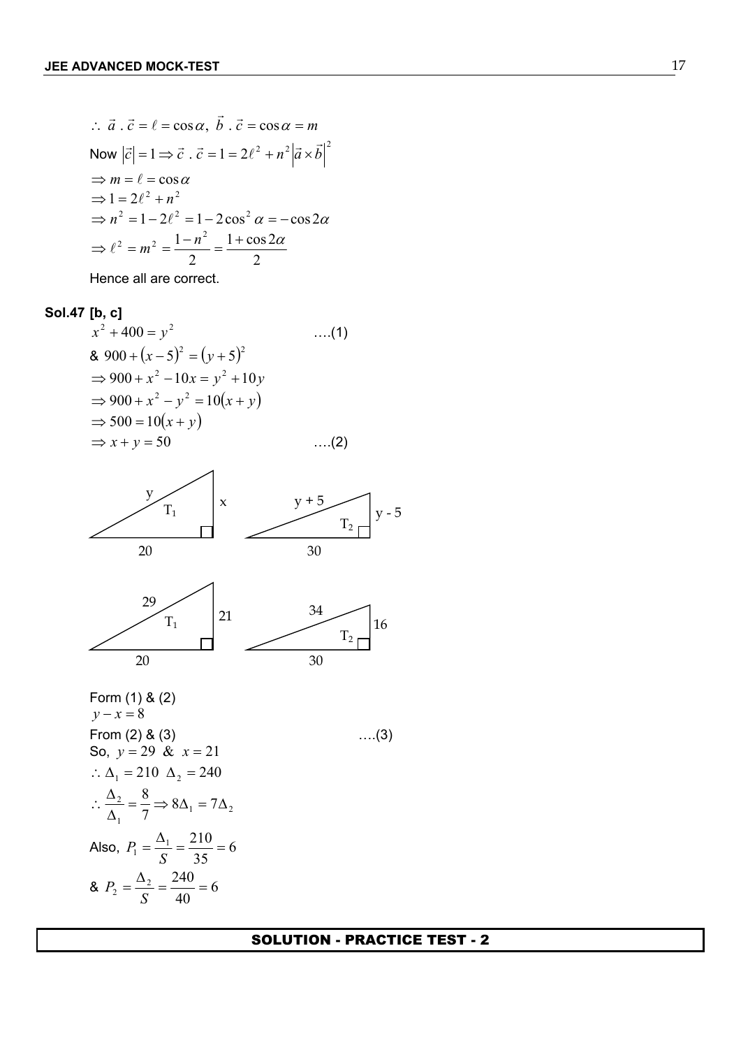$$\therefore\ \vec{a}\,.\,\vec{c} = \ell = \cos\alpha,\ \vec{b}\,.\,\vec{c} = \cos\alpha = m$$

Now $\left|\vec{c}\right| = 1 \Rightarrow \vec{c}\,.\,\vec{c} = 1 = 2\ell^2 + n^2\left|\vec{a}\times\vec{b}\right|^2$

$$\Rightarrow m = \ell = \cos\alpha$$

$$\Rightarrow 1 = 2\ell^2 + n^2$$

$$\Rightarrow n^2 = 1 - 2\ell^2 = 1 - 2\cos^2\alpha = -\cos 2\alpha$$

$$\Rightarrow \ell^2 = m^2 = \frac{1-n^2}{2} = \frac{1+\cos 2\alpha}{2}$$

Hence all are correct.

**Sol.47 [b, c]**

$$x^2 + 400 = y^2 \qquad \text{....(1)}$$

$$\& \ 900 + (x-5)^2 = (y+5)^2$$

$$\Rightarrow 900 + x^2 - 10x = y^2 + 10y$$

$$\Rightarrow 900 + x^2 - y^2 = 10(x+y)$$

$$\Rightarrow 500 = 10(x+y)$$

$$\Rightarrow x + y = 50 \qquad \text{....(2)}$$

T₁: sides $y$, $x$, $20$ (right angle between $x$ and $20$); T₂: sides $y+5$, $y-5$, $30$ (right angle between $y-5$ and $30$).

T₁: sides $29$, $21$, $20$; T₂: sides $34$, $16$, $30$.

Form (1) & (2)

$$y - x = 8$$

From (2) & (3) ....(3)

So, $y = 29$ & $x = 21$

$$\therefore \Delta_1 = 210 \ \ \Delta_2 = 240$$

$$\therefore \frac{\Delta_2}{\Delta_1} = \frac{8}{7} \Rightarrow 8\Delta_1 = 7\Delta_2$$

Also, $P_1 = \dfrac{\Delta_1}{S} = \dfrac{210}{35} = 6$

& $P_2 = \dfrac{\Delta_2}{S} = \dfrac{240}{40} = 6$

## SOLUTION - PRACTICE TEST - 2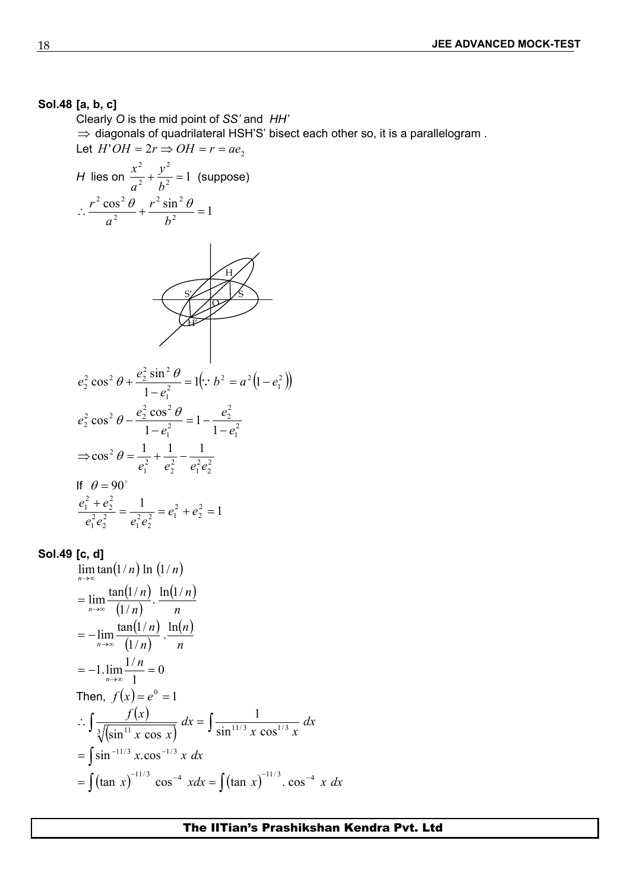**Sol.48 [a, b, c]**

Clearly *O* is the mid point of *SS'* and *HH'*

$\Rightarrow$ diagonals of quadrilateral HSH'S' bisect each other so, it is a parallelogram .

Let $H'OH = 2r \Rightarrow OH = r = ae_2$

*H* lies on $\dfrac{x^2}{a^2} + \dfrac{y^2}{b^2} = 1$ (suppose)

$$\therefore \frac{r^2 \cos^2 \theta}{a^2} + \frac{r^2 \sin^2 \theta}{b^2} = 1$$

$$e_2^2 \cos^2 \theta + \frac{e_2^2 \sin^2 \theta}{1 - e_1^2} = 1 \left(\because b^2 = a^2\left(1 - e_1^2\right)\right)$$

$$e_2^2 \cos^2 \theta - \frac{e_2^2 \cos^2 \theta}{1 - e_1^2} = 1 - \frac{e_2^2}{1 - e_1^2}$$

$$\Rightarrow \cos^2 \theta = \frac{1}{e_1^2} + \frac{1}{e_2^2} - \frac{1}{e_1^2 e_2^2}$$

If $\theta = 90^\circ$

$$\frac{e_1^2 + e_2^2}{e_1^2 e_2^2} = \frac{1}{e_1^2 e_2^2} = e_1^2 + e_2^2 = 1$$

**Sol.49 [c, d]**

$$\lim_{n \to \infty} \tan(1/n) \ln(1/n)$$

$$= \lim_{n \to \infty} \frac{\tan(1/n)}{(1/n)} . \frac{\ln(1/n)}{n}$$

$$= -\lim_{n \to \infty} \frac{\tan(1/n)}{(1/n)} . \frac{\ln(n)}{n}$$

$$= -1. \lim_{n \to \infty} \frac{1/n}{1} = 0$$

Then, $f(x) = e^0 = 1$

$$\therefore \int \frac{f(x)}{\sqrt[3]{\left(\sin^{11} x \cos x\right)}} \, dx = \int \frac{1}{\sin^{11/3} x \cos^{1/3} x} \, dx$$

$$= \int \sin^{-11/3} x . \cos^{-1/3} x \, dx$$

$$= \int (\tan x)^{-11/3} \cos^{-4} x dx = \int (\tan x)^{-11/3} . \cos^{-4} x \, dx$$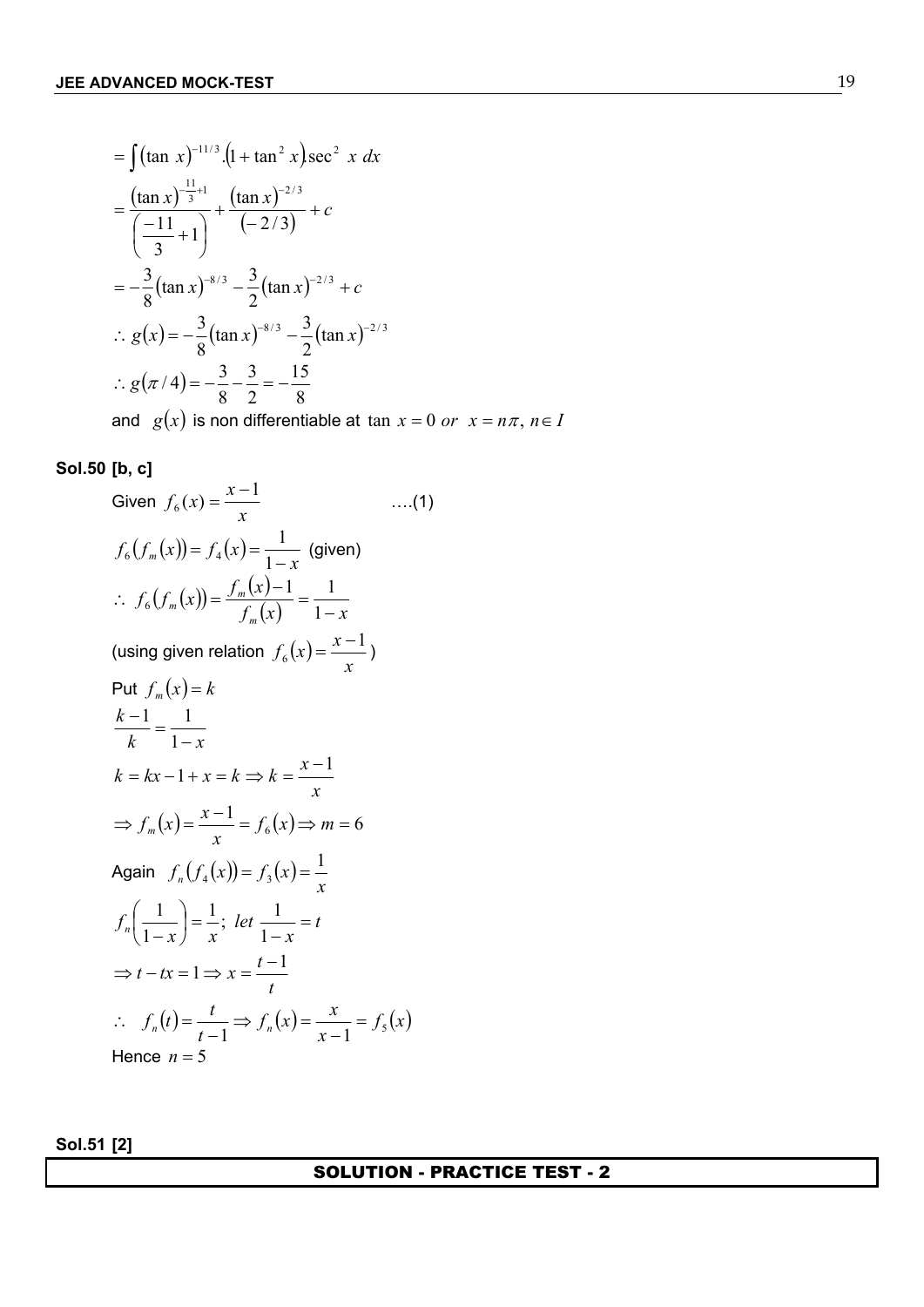$$= \int (\tan x)^{-11/3}.(1+\tan^2 x)\sec^2 x\, dx$$

$$= \frac{(\tan x)^{-\frac{11}{3}+1}}{\left(\frac{-11}{3}+1\right)} + \frac{(\tan x)^{-2/3}}{(-2/3)} + c$$

$$= -\frac{3}{8}(\tan x)^{-8/3} - \frac{3}{2}(\tan x)^{-2/3} + c$$

$$\therefore g(x) = -\frac{3}{8}(\tan x)^{-8/3} - \frac{3}{2}(\tan x)^{-2/3}$$

$$\therefore g(\pi/4) = -\frac{3}{8} - \frac{3}{2} = -\frac{15}{8}$$

and $g(x)$ is non differentiable at $\tan x = 0 \; or \; x = n\pi, \; n \in I$

**Sol.50 [b, c]**

Given $f_6(x) = \dfrac{x-1}{x}$ ....(1)

$f_6(f_m(x)) = f_4(x) = \dfrac{1}{1-x}$ (given)

$\therefore \; f_6(f_m(x)) = \dfrac{f_m(x)-1}{f_m(x)} = \dfrac{1}{1-x}$

(using given relation $f_6(x) = \dfrac{x-1}{x}$)

Put $f_m(x) = k$

$$\frac{k-1}{k} = \frac{1}{1-x}$$

$$k = kx - 1 + x = k \Rightarrow k = \frac{x-1}{x}$$

$$\Rightarrow f_m(x) = \frac{x-1}{x} = f_6(x) \Rightarrow m = 6$$

Again $f_n(f_4(x)) = f_3(x) = \dfrac{1}{x}$

$$f_n\left(\frac{1}{1-x}\right) = \frac{1}{x}; \; let \; \frac{1}{1-x} = t$$

$$\Rightarrow t - tx = 1 \Rightarrow x = \frac{t-1}{t}$$

$$\therefore \; f_n(t) = \frac{t}{t-1} \Rightarrow f_n(x) = \frac{x}{x-1} = f_5(x)$$

Hence $n = 5$

**Sol.51 [2]**

## SOLUTION - PRACTICE TEST - 2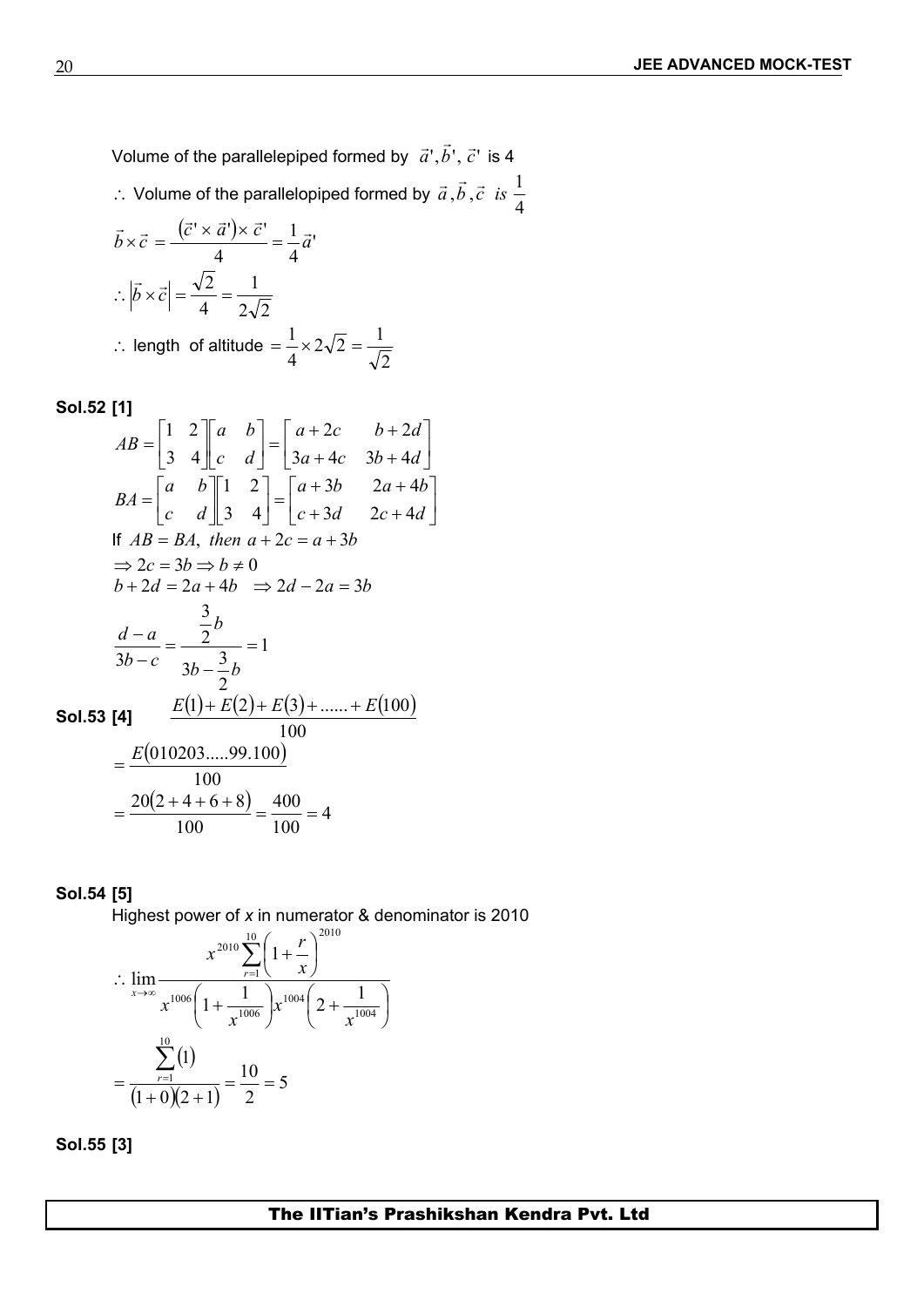Volume of the parallelepiped formed by $\vec{a}', \vec{b}', \vec{c}'$ is 4

$\therefore$ Volume of the parallelopiped formed by $\vec{a}, \vec{b}, \vec{c}$ *is* $\frac{1}{4}$

$$\vec{b} \times \vec{c} = \frac{(\vec{c}' \times \vec{a}') \times \vec{c}'}{4} = \frac{1}{4}\vec{a}'$$

$$\therefore \left|\vec{b} \times \vec{c}\right| = \frac{\sqrt{2}}{4} = \frac{1}{2\sqrt{2}}$$

$$\therefore \text{ length of altitude } = \frac{1}{4} \times 2\sqrt{2} = \frac{1}{\sqrt{2}}$$

**Sol.52 [1]**

$$AB = \begin{bmatrix} 1 & 2 \\ 3 & 4 \end{bmatrix} \begin{bmatrix} a & b \\ c & d \end{bmatrix} = \begin{bmatrix} a+2c & b+2d \\ 3a+4c & 3b+4d \end{bmatrix}$$

$$BA = \begin{bmatrix} a & b \\ c & d \end{bmatrix} \begin{bmatrix} 1 & 2 \\ 3 & 4 \end{bmatrix} = \begin{bmatrix} a+3b & 2a+4b \\ c+3d & 2c+4d \end{bmatrix}$$

If $AB = BA$, *then* $a + 2c = a + 3b$

$\Rightarrow 2c = 3b \Rightarrow b \neq 0$

$b + 2d = 2a + 4b \quad \Rightarrow 2d - 2a = 3b$

$$\frac{d-a}{3b-c} = \frac{\frac{3}{2}b}{3b - \frac{3}{2}b} = 1$$

**Sol.53 [4]**

$$\frac{E(1) + E(2) + E(3) + \ldots\ldots + E(100)}{100}$$

$$= \frac{E(010203\ldots\ldots 99.100)}{100}$$

$$= \frac{20(2+4+6+8)}{100} = \frac{400}{100} = 4$$

**Sol.54 [5]**

Highest power of *x* in numerator & denominator is 2010

$$\therefore \lim_{x \to \infty} \frac{x^{2010} \sum_{r=1}^{10} \left(1 + \frac{r}{x}\right)^{2010}}{x^{1006}\left(1 + \frac{1}{x^{1006}}\right) x^{1004}\left(2 + \frac{1}{x^{1004}}\right)}$$

$$= \frac{\sum_{r=1}^{10} (1)}{(1+0)(2+1)} = \frac{10}{2} = 5$$

**Sol.55 [3]**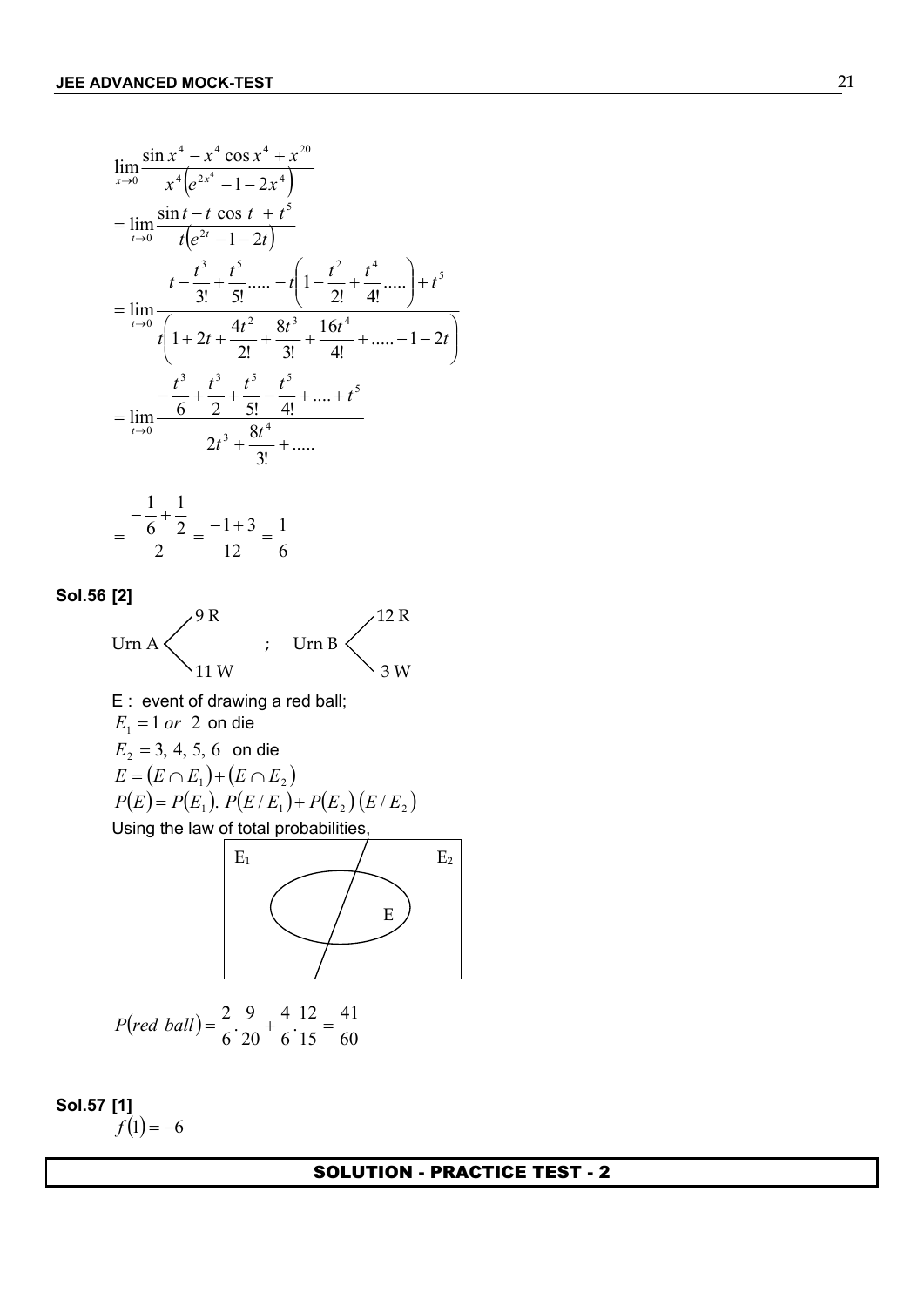$$\lim_{x\to 0}\frac{\sin x^4 - x^4\cos x^4 + x^{20}}{x^4\left(e^{2x^4}-1-2x^4\right)}$$

$$=\lim_{t\to 0}\frac{\sin t - t\cos t + t^5}{t\left(e^{2t}-1-2t\right)}$$

$$=\lim_{t\to 0}\frac{t-\frac{t^3}{3!}+\frac{t^5}{5!}.....-t\left(1-\frac{t^2}{2!}+\frac{t^4}{4!}.....\right)+t^5}{t\left(1+2t+\frac{4t^2}{2!}+\frac{8t^3}{3!}+\frac{16t^4}{4!}+.....-1-2t\right)}$$

$$=\lim_{t\to 0}\frac{-\frac{t^3}{6}+\frac{t^3}{2}+\frac{t^5}{5!}-\frac{t^5}{4!}+....+t^5}{2t^3+\frac{8t^4}{3!}+.....}$$

$$=\frac{-\frac{1}{6}+\frac{1}{2}}{2}=\frac{-1+3}{12}=\frac{1}{6}$$

**Sol.56 [2]**

Urn A: 9 R, 11 W ; Urn B: 12 R, 3 W

E : event of drawing a red ball;

$E_1 = 1 \; or \; 2$ on die

$E_2 = 3, 4, 5, 6$ on die

$E = (E \cap E_1) + (E \cap E_2)$

$P(E) = P(E_1).\, P(E/E_1) + P(E_2)\,(E/E_2)$

Using the law of total probabilities,

$$P(red\ ball) = \frac{2}{6}.\frac{9}{20} + \frac{4}{6}.\frac{12}{15} = \frac{41}{60}$$

**Sol.57 [1]**

$f(1) = -6$

## SOLUTION - PRACTICE TEST - 2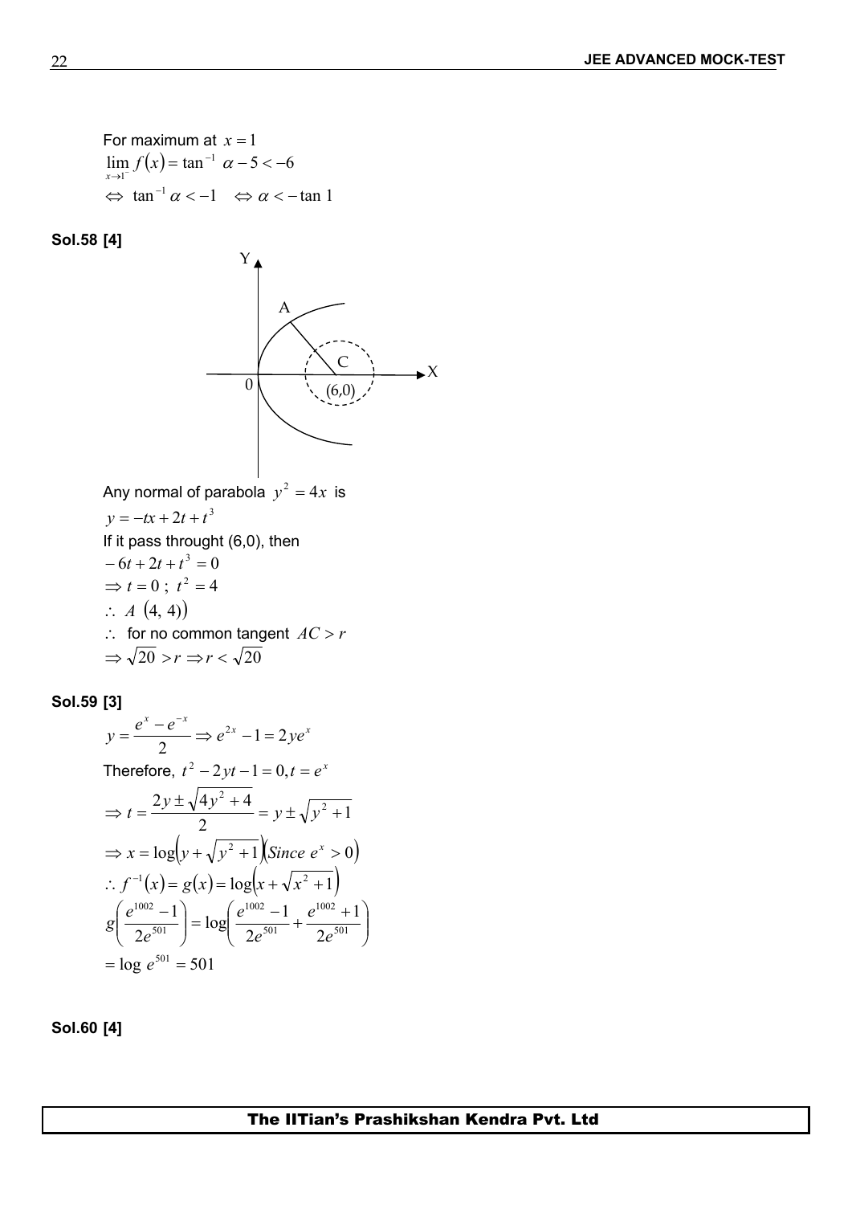For maximum at $x = 1$

$\lim_{x \to 1^-} f(x) = \tan^{-1} \alpha - 5 < -6$

$\Leftrightarrow \tan^{-1} \alpha < -1 \quad \Leftrightarrow \alpha < -\tan 1$

**Sol.58 [4]**

Any normal of parabola $y^2 = 4x$ is

$y = -tx + 2t + t^3$

If it pass throught (6,0), then

$-6t + 2t + t^3 = 0$

$\Rightarrow t = 0 \; ; \; t^2 = 4$

$\therefore \; A \; (4, 4))$

$\therefore$ for no common tangent $AC > r$

$\Rightarrow \sqrt{20} > r \Rightarrow r < \sqrt{20}$

**Sol.59 [3]**

$y = \dfrac{e^x - e^{-x}}{2} \Rightarrow e^{2x} - 1 = 2ye^x$

Therefore, $t^2 - 2yt - 1 = 0, t = e^x$

$\Rightarrow t = \dfrac{2y \pm \sqrt{4y^2 + 4}}{2} = y \pm \sqrt{y^2 + 1}$

$\Rightarrow x = \log\left(y + \sqrt{y^2 + 1}\right)\left(Since \; e^x > 0\right)$

$\therefore f^{-1}(x) = g(x) = \log\left(x + \sqrt{x^2 + 1}\right)$

$g\left(\dfrac{e^{1002} - 1}{2e^{501}}\right) = \log\left(\dfrac{e^{1002} - 1}{2e^{501}} + \dfrac{e^{1002} + 1}{2e^{501}}\right)$

$= \log e^{501} = 501$

**Sol.60 [4]**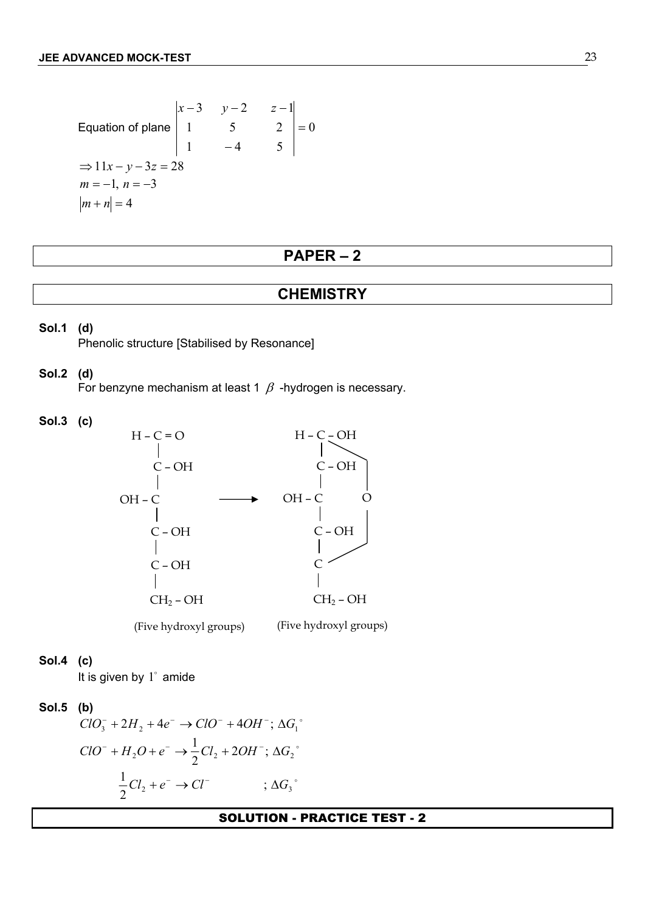Equation of plane $\begin{vmatrix} x-3 & y-2 & z-1 \\ 1 & 5 & 2 \\ 1 & -4 & 5 \end{vmatrix} = 0$

$\Rightarrow 11x - y - 3z = 28$

$m = -1,\ n = -3$

$|m + n| = 4$

# PAPER – 2

## CHEMISTRY

**Sol.1 (d)**

Phenolic structure [Stabilised by Resonance]

**Sol.2 (d)**

For benzyne mechanism at least 1 $\beta$ -hydrogen is necessary.

**Sol.3 (c)**

```
H – C = O                         H – C – OH ─┐
    |                                 |       |
    C – OH                            C – OH  |
    |                                 |       O
OH – C            ──────►        OH – C       |
    |                                 |       |
    C – OH                            C – OH  |
    |                                 |       |
    C – OH                            C ──────┘
    |                                 |
    CH2 – OH                          CH2 – OH

(Five hydroxyl groups)           (Five hydroxyl groups)
```

**Sol.4 (c)**

It is given by $1^\circ$ amide

**Sol.5 (b)**

$ClO_3^- + 2H_2 + 4e^- \rightarrow ClO^- + 4OH^-;\ \Delta G_1^\circ$

$ClO^- + H_2O + e^- \rightarrow \frac{1}{2}Cl_2 + 2OH^-;\ \Delta G_2^\circ$

$\frac{1}{2}Cl_2 + e^- \rightarrow Cl^- \qquad ;\ \Delta G_3^\circ$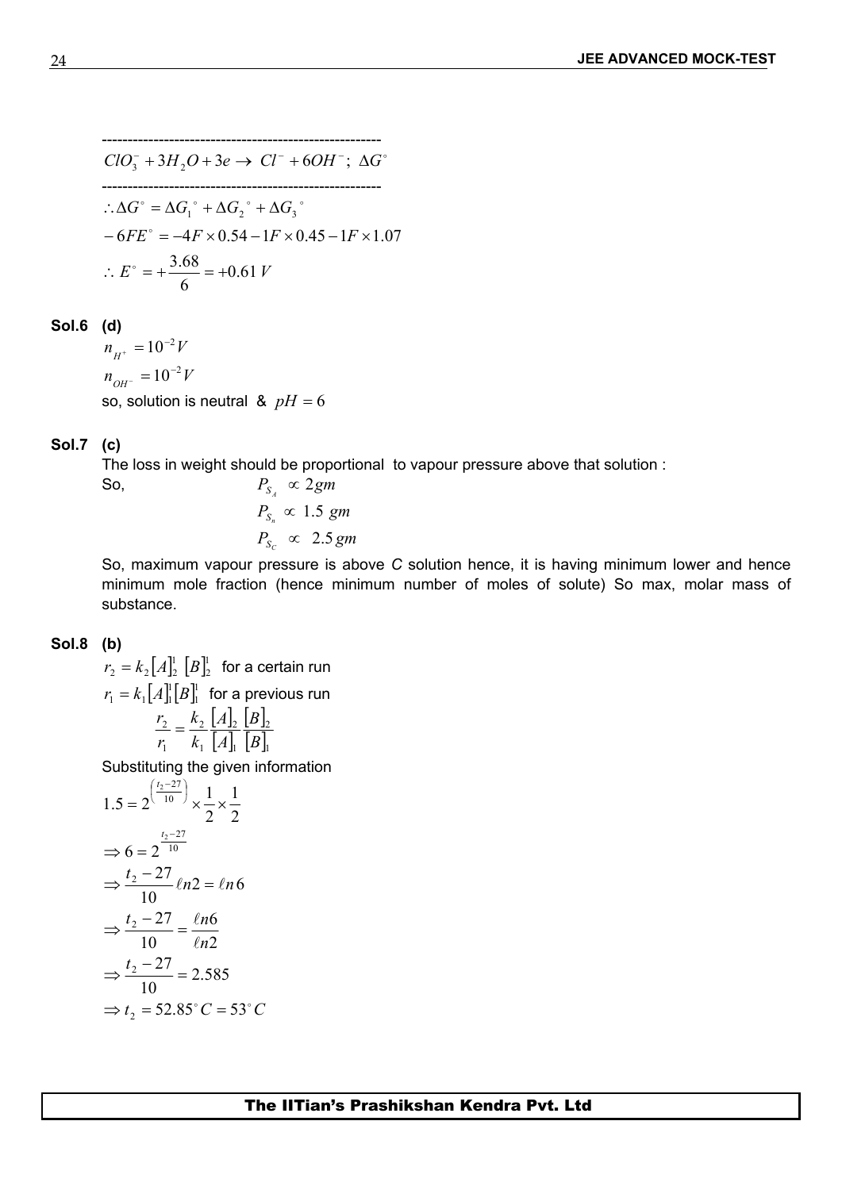---

$$ClO_3^- + 3H_2O + 3e \rightarrow Cl^- + 6OH^-;\ \Delta G^\circ$$

---

$$\therefore \Delta G^\circ = \Delta G_1^\circ + \Delta G_2^\circ + \Delta G_3^\circ$$

$$-6FE^\circ = -4F \times 0.54 - 1F \times 0.45 - 1F \times 1.07$$

$$\therefore E^\circ = +\frac{3.68}{6} = +0.61\ V$$

**Sol.6 (d)**

$n_{H^+} = 10^{-2}V$

$n_{OH^-} = 10^{-2}V$

so, solution is neutral & $pH = 6$

**Sol.7 (c)**

The loss in weight should be proportional to vapour pressure above that solution :

So, $P_{S_A} \propto 2gm$

$P_{S_B} \propto 1.5\ gm$

$P_{S_C} \propto 2.5\,gm$

So, maximum vapour pressure is above *C* solution hence, it is having minimum lower and hence minimum mole fraction (hence minimum number of moles of solute) So max, molar mass of substance.

**Sol.8 (b)**

$r_2 = k_2[A]_2^1\ [B]_2^1$ for a certain run

$r_1 = k_1[A]_1^1[B]_1^1$ for a previous run

$$\frac{r_2}{r_1} = \frac{k_2}{k_1}\frac{[A]_2}{[A]_1}\frac{[B]_2}{[B]_1}$$

Substituting the given information

$$1.5 = 2^{\left(\frac{t_2-27}{10}\right)} \times \frac{1}{2} \times \frac{1}{2}$$

$$\Rightarrow 6 = 2^{\frac{t_2-27}{10}}$$

$$\Rightarrow \frac{t_2-27}{10}\ell n2 = \ell n6$$

$$\Rightarrow \frac{t_2-27}{10} = \frac{\ell n6}{\ell n2}$$

$$\Rightarrow \frac{t_2-27}{10} = 2.585$$

$$\Rightarrow t_2 = 52.85^\circ C = 53^\circ C$$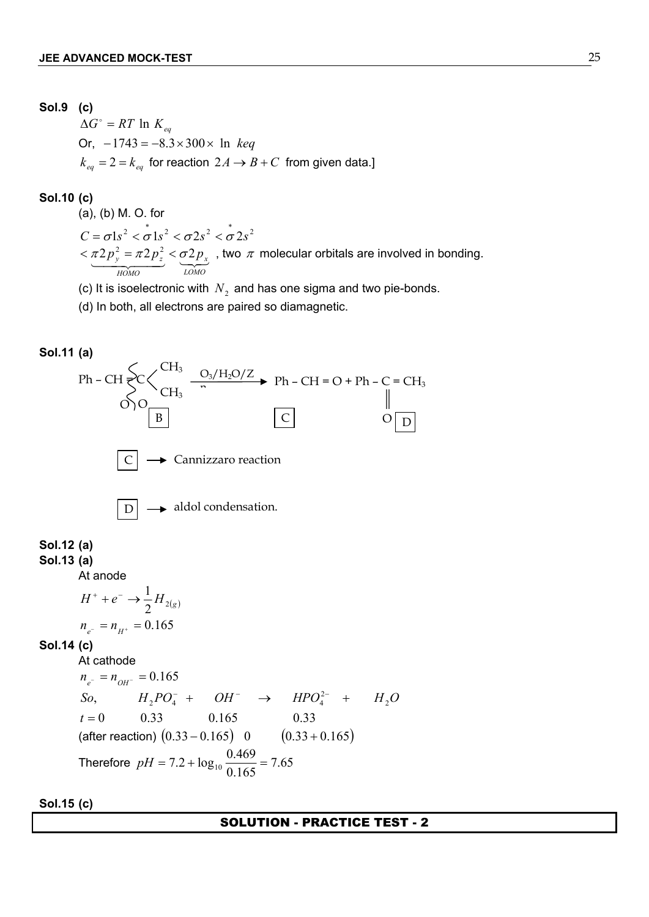**Sol.9 (c)**

$\Delta G^{\circ} = RT \ln K_{eq}$

Or, $-1743 = -8.3 \times 300 \times \ln keq$

$k_{eq} = 2 = k_{eq}$ for reaction $2A \rightarrow B + C$ from given data.]

**Sol.10 (c)**

(a), (b) M. O. for

$C = \sigma 1s^2 < \overset{*}{\sigma} 1s^2 < \sigma 2s^2 < \overset{*}{\sigma} 2s^2$

$< \underbrace{\pi 2p_y^2 = \pi 2p_z^2}_{HOMO} < \underbrace{\sigma 2p_x}_{LOMO}$ , two $\pi$ molecular orbitals are involved in bonding.

(c) It is isoelectronic with $N_2$ and has one sigma and two pie-bonds.

(d) In both, all electrons are paired so diamagnetic.

**Sol.11 (a)**

$$Ph - CH = C(CH_3)_2 \;(B) \xrightarrow{O_3/H_2O/Zn} Ph - CH = O \;(C) + Ph - \underset{\underset{O}{\|}}{C} - CH_3 \;(D)$$

C $\rightarrow$ Cannizzaro reaction

D $\rightarrow$ aldol condensation.

**Sol.12 (a)**

**Sol.13 (a)**

At anode

$H^+ + e^- \rightarrow \frac{1}{2} H_{2(g)}$

$n_{e^-} = n_{H^+} = 0.165$

**Sol.14 (c)**

At cathode

$n_{e^-} = n_{OH^-} = 0.165$

| So, | $H_2PO_4^-$ | + | $OH^-$ | $\rightarrow$ | $HPO_4^{2-}$ | + | $H_2O$ |
|---|---|---|---|---|---|---|---|
| $t = 0$ | 0.33 | | 0.165 | | 0.33 | | |
| (after reaction) | $(0.33 - 0.165)$ | | 0 | | $(0.33 + 0.165)$ | | |

Therefore $pH = 7.2 + \log_{10} \frac{0.469}{0.165} = 7.65$

**Sol.15 (c)**

## SOLUTION - PRACTICE TEST - 2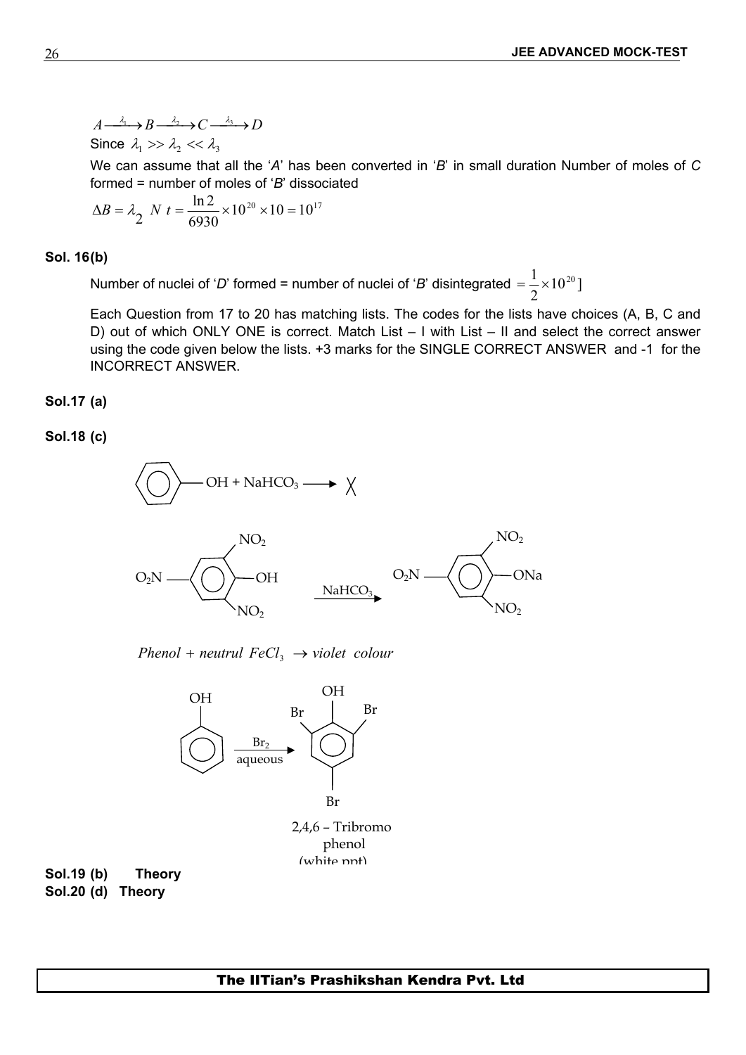$A \xrightarrow{\lambda_1} B \xrightarrow{\lambda_2} C \xrightarrow{\lambda_3} D$

Since $\lambda_1 >> \lambda_2 << \lambda_3$

We can assume that all the '*A*' has been converted in '*B*' in small duration Number of moles of *C* formed = number of moles of '*B*' dissociated

$$\Delta B = \lambda_2 \; N \; t = \frac{\ln 2}{6930} \times 10^{20} \times 10 = 10^{17}$$

**Sol. 16(b)**

Number of nuclei of '*D*' formed = number of nuclei of '*B*' disintegrated $= \frac{1}{2} \times 10^{20}$ ]

Each Question from 17 to 20 has matching lists. The codes for the lists have choices (A, B, C and D) out of which ONLY ONE is correct. Match List – I with List – II and select the correct answer using the code given below the lists. +3 marks for the SINGLE CORRECT ANSWER and -1 for the INCORRECT ANSWER.

**Sol.17 (a)**

**Sol.18 (c)**

$C_6H_5OH + NaHCO_3 \longrightarrow$ ✗

2,4,6-trinitrophenol ($O_2N$, $NO_2$, $NO_2$, OH) $\xrightarrow{NaHCO_3}$ sodium 2,4,6-trinitrophenoxide ($O_2N$, $NO_2$, $NO_2$, ONa)

$Phenol + neutrul\ FeCl_3 \rightarrow violet\ \ colour$

$C_6H_5OH \xrightarrow[\text{aqueous}]{Br_2}$ 2,4,6 – Tribromo phenol (white ppt)

**Sol.19 (b) Theory**

**Sol.20 (d) Theory**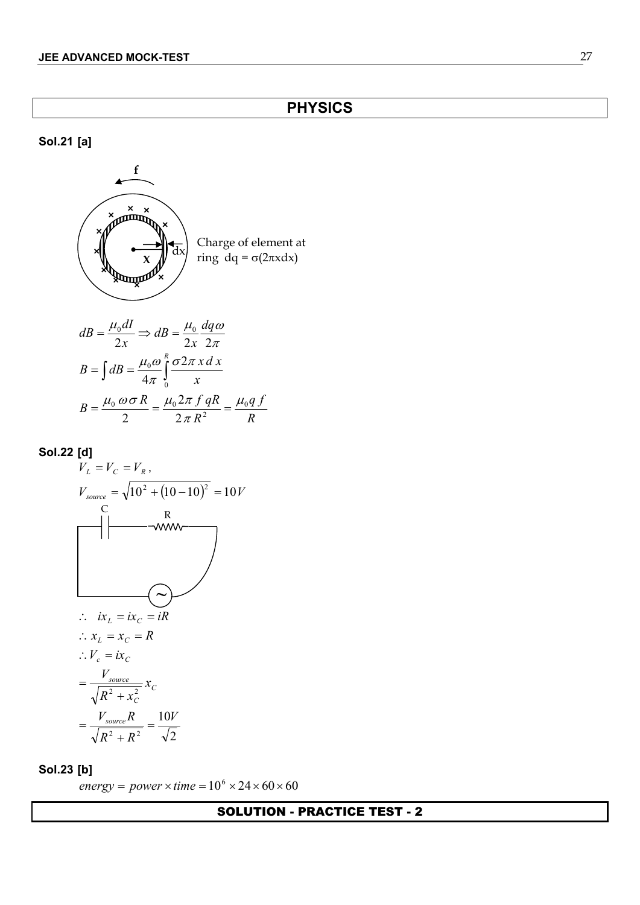## PHYSICS

**Sol.21 [a]**

Charge of element at ring $dq = \sigma(2\pi x dx)$

$$dB = \frac{\mu_0 dI}{2x} \Rightarrow dB = \frac{\mu_0}{2x}\frac{dq\omega}{2\pi}$$

$$B = \int dB = \frac{\mu_0 \omega}{4\pi}\int_0^R \frac{\sigma 2\pi\, x\, dx}{x}$$

$$B = \frac{\mu_0\, \omega \sigma R}{2} = \frac{\mu_0 2\pi\, f\, qR}{2\pi R^2} = \frac{\mu_0 q\, f}{R}$$

**Sol.22 [d]**

$V_L = V_C = V_R$,

$$V_{source} = \sqrt{10^2 + (10-10)^2} = 10V$$

$\therefore \quad ix_L = ix_C = iR$

$\therefore x_L = x_C = R$

$\therefore V_c = ix_C$

$$= \frac{V_{source}}{\sqrt{R^2 + x_C^2}} x_C$$

$$= \frac{V_{source} R}{\sqrt{R^2 + R^2}} = \frac{10V}{\sqrt{2}}$$

**Sol.23 [b]**

$energy = power \times time = 10^6 \times 24 \times 60 \times 60$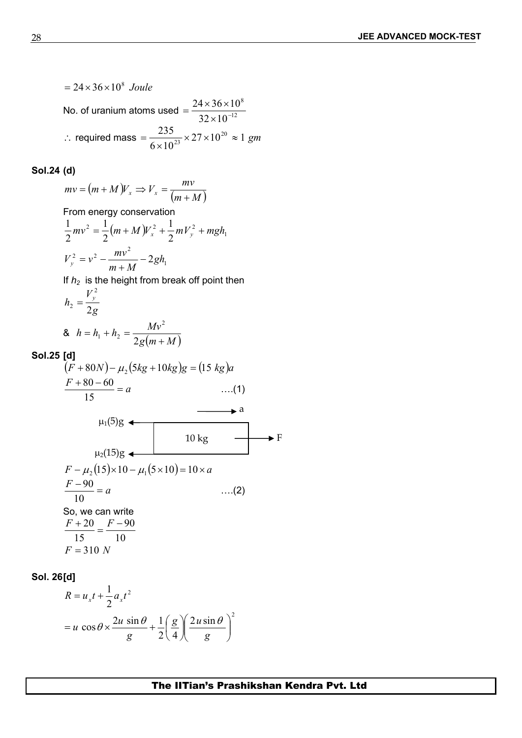$= 24 \times 36 \times 10^8$ *Joule*

No. of uranium atoms used $= \dfrac{24 \times 36 \times 10^8}{32 \times 10^{-12}}$

$\therefore$ required mass $= \dfrac{235}{6 \times 10^{23}} \times 27 \times 10^{20} \approx 1\ gm$

**Sol.24 (d)**

$$mv = (m+M)V_x \Rightarrow V_x = \frac{mv}{(m+M)}$$

From energy conservation

$$\frac{1}{2}mv^2 = \frac{1}{2}(m+M)V_x^2 + \frac{1}{2}mV_y^2 + mgh_1$$

$$V_y^2 = v^2 - \frac{mv^2}{m+M} - 2gh_1$$

If $h_2$ is the height from break off point then

$$h_2 = \frac{V_y^2}{2g}$$

& $h = h_1 + h_2 = \dfrac{Mv^2}{2g(m+M)}$

**Sol.25 [d]**

$$(F + 80N) - \mu_2(5kg + 10kg)g = (15\ kg)a$$

$$\frac{F + 80 - 60}{15} = a \qquad \text{....(1)}$$

(Figure: 10 kg block with force F to the right, acceleration a to the right, friction forces $\mu_1(5)g$ and $\mu_2(15)g$ to the left)

$$F - \mu_2(15) \times 10 - \mu_1(5 \times 10) = 10 \times a$$

$$\frac{F - 90}{10} = a \qquad \text{....(2)}$$

So, we can write

$$\frac{F + 20}{15} = \frac{F - 90}{10}$$

$$F = 310\ N$$

**Sol. 26[d]**

$$R = u_x t + \frac{1}{2}a_x t^2$$

$$= u\cos\theta \times \frac{2u\sin\theta}{g} + \frac{1}{2}\left(\frac{g}{4}\right)\left(\frac{2u\sin\theta}{g}\right)^2$$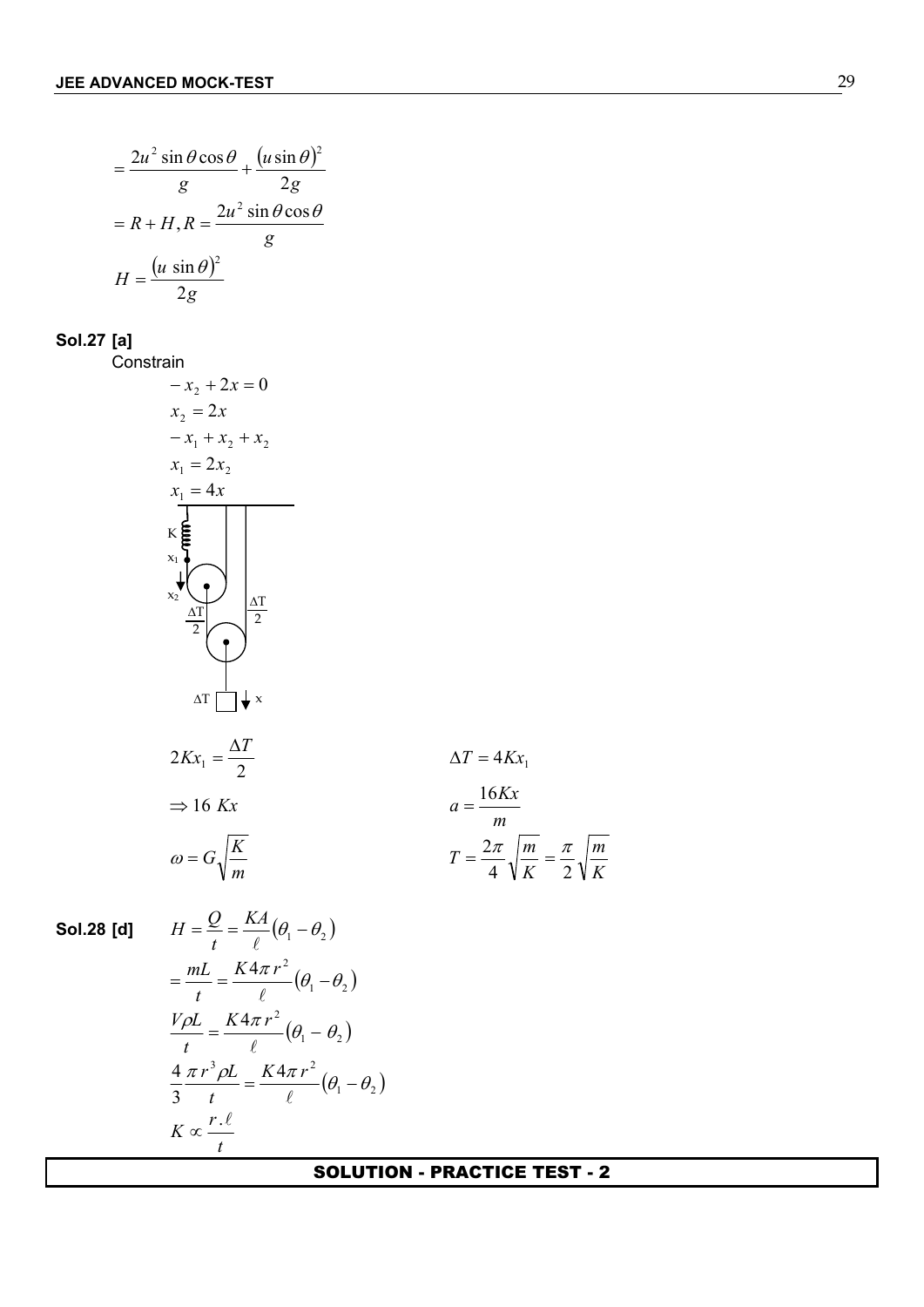$$= \frac{2u^2 \sin\theta \cos\theta}{g} + \frac{(u \sin\theta)^2}{2g}$$

$$= R + H, R = \frac{2u^2 \sin\theta \cos\theta}{g}$$

$$H = \frac{(u \sin\theta)^2}{2g}$$

**Sol.27 [a]**

Constrain

$$-x_2 + 2x = 0$$

$$x_2 = 2x$$

$$-x_1 + x_2 + x_2$$

$$x_1 = 2x_2$$

$$x_1 = 4x$$

K

$x_1$

$x_2$

$\frac{\Delta T}{2}$ $\frac{\Delta T}{2}$

$\Delta T$ x

$$2Kx_1 = \frac{\Delta T}{2} \qquad \Delta T = 4Kx_1$$

$$\Rightarrow 16\ Kx \qquad a = \frac{16Kx}{m}$$

$$\omega = G\sqrt{\frac{K}{m}} \qquad T = \frac{2\pi}{4}\sqrt{\frac{m}{K}} = \frac{\pi}{2}\sqrt{\frac{m}{K}}$$

**Sol.28 [d]**

$$H = \frac{Q}{t} = \frac{KA}{\ell}(\theta_1 - \theta_2)$$

$$= \frac{mL}{t} = \frac{K 4\pi r^2}{\ell}(\theta_1 - \theta_2)$$

$$\frac{V\rho L}{t} = \frac{K 4\pi r^2}{\ell}(\theta_1 - \theta_2)$$

$$\frac{4}{3}\frac{\pi r^3 \rho L}{t} = \frac{K 4\pi r^2}{\ell}(\theta_1 - \theta_2)$$

$$K \propto \frac{r.\ell}{t}$$

SOLUTION - PRACTICE TEST - 2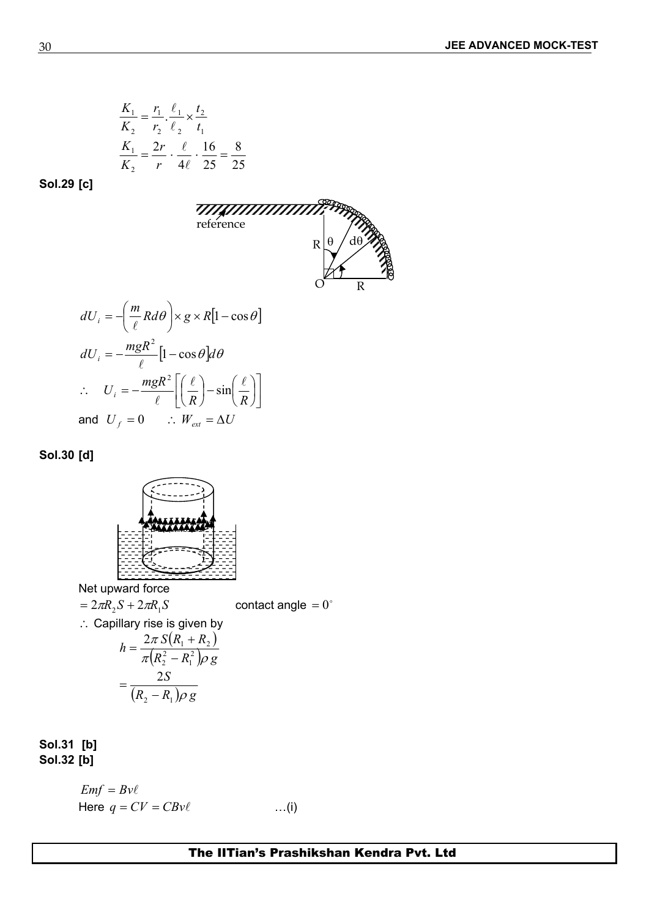$$\frac{K_1}{K_2} = \frac{r_1}{r_2} \cdot \frac{\ell_1}{\ell_2} \times \frac{t_2}{t_1}$$

$$\frac{K_1}{K_2} = \frac{2r}{r} \cdot \frac{\ell}{4\ell} \cdot \frac{16}{25} = \frac{8}{25}$$

**Sol.29 [c]**

reference

$$dU_i = -\left(\frac{m}{\ell} R d\theta\right) \times g \times R\left[1 - \cos\theta\right]$$

$$dU_i = -\frac{mgR^2}{\ell}\left[1 - \cos\theta\right] d\theta$$

$$\therefore \quad U_i = -\frac{mgR^2}{\ell}\left[\left(\frac{\ell}{R}\right) - \sin\left(\frac{\ell}{R}\right)\right]$$

and $U_f = 0 \qquad \therefore W_{ext} = \Delta U$

**Sol.30 [d]**

Net upward force

$= 2\pi R_2 S + 2\pi R_1 S \qquad$ contact angle $= 0^\circ$

$\therefore$ Capillary rise is given by

$$h = \frac{2\pi S(R_1 + R_2)}{\pi(R_2^2 - R_1^2)\rho g}$$

$$= \frac{2S}{(R_2 - R_1)\rho g}$$

**Sol.31 [b]**

**Sol.32 [b]**

$Emf = Bv\ell$

Here $q = CV = CBv\ell \qquad$ …(i)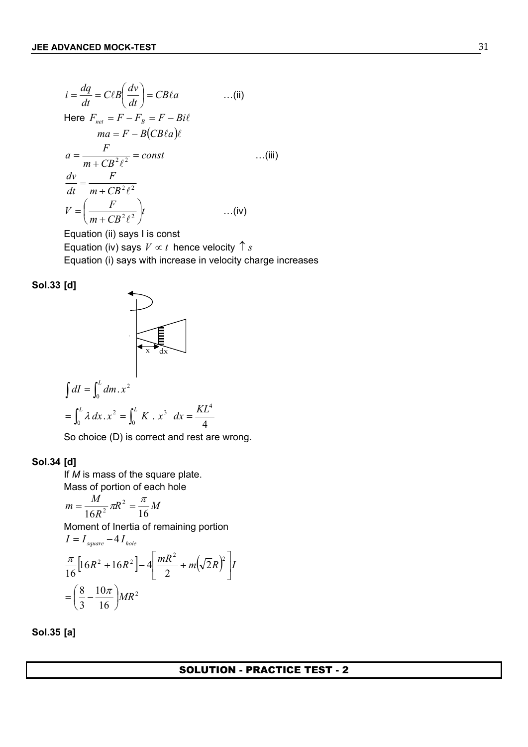$$i = \frac{dq}{dt} = C\ell B\left(\frac{dv}{dt}\right) = CB\ell a \qquad \ldots\text{(ii)}$$

Here $F_{net} = F - F_B = F - Bi\ell$

$$ma = F - B(CB\ell a)\ell$$

$$a = \frac{F}{m + CB^2\ell^2} = const \qquad \ldots\text{(iii)}$$

$$\frac{dv}{dt} = \frac{F}{m + CB^2\ell^2}$$

$$V = \left(\frac{F}{m + CB^2\ell^2}\right)t \qquad \ldots\text{(iv)}$$

Equation (ii) says I is const

Equation (iv) says $V \propto t$ hence velocity $\uparrow s$

Equation (i) says with increase in velocity charge increases

**Sol.33 [d]**

$$\int dI = \int_0^L dm . x^2$$

$$= \int_0^L \lambda\, dx . x^2 = \int_0^L K . x^3 \ dx = \frac{KL^4}{4}$$

So choice (D) is correct and rest are wrong.

**Sol.34 [d]**

If $M$ is mass of the square plate.

Mass of portion of each hole

$$m = \frac{M}{16R^2}\pi R^2 = \frac{\pi}{16}M$$

Moment of Inertia of remaining portion

$$I = I_{square} - 4I_{hole}$$

$$\frac{\pi}{16}\left[16R^2 + 16R^2\right] - 4\left[\frac{mR^2}{2} + m\left(\sqrt{2}R\right)^2\right]I$$

$$= \left(\frac{8}{3} - \frac{10\pi}{16}\right)MR^2$$

**Sol.35 [a]**

## SOLUTION - PRACTICE TEST - 2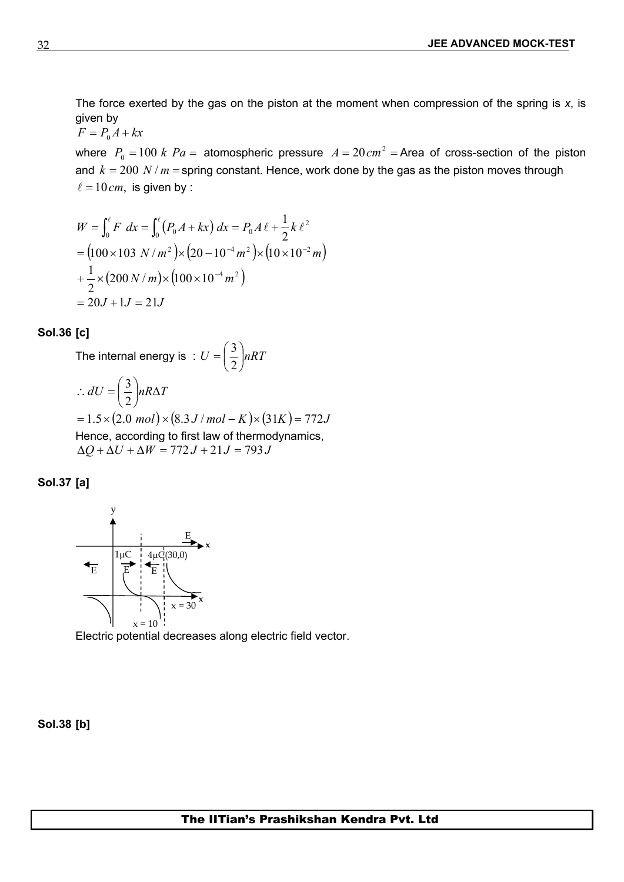The force exerted by the gas on the piston at the moment when compression of the spring is *x*, is given by

$F = P_0 A + kx$

where $P_0 = 100\ k\ Pa =$ atomospheric pressure $A = 20\,cm^2 =$ Area of cross-section of the piston and $k = 200\ N/m =$ spring constant. Hence, work done by the gas as the piston moves through $\ell = 10\,cm,$ is given by :

$$W = \int_0^\ell F\ dx = \int_0^\ell \left(P_0 A + kx\right) dx = P_0 A\,\ell + \frac{1}{2}k\,\ell^2$$

$$= \left(100 \times 103\ N/m^2\right) \times \left(20 - 10^{-4} m^2\right) \times \left(10 \times 10^{-2} m\right)$$

$$+ \frac{1}{2} \times \left(200\,N/m\right) \times \left(100 \times 10^{-4} m^2\right)$$

$$= 20J + 1J = 21J$$

**Sol.36 [c]**

The internal energy is : $U = \left(\frac{3}{2}\right) nRT$

$$\therefore dU = \left(\frac{3}{2}\right) nR\Delta T$$

$$= 1.5 \times \left(2.0\ mol\right) \times \left(8.3\,J/mol - K\right) \times \left(31K\right) = 772J$$

Hence, according to first law of thermodynamics,

$$\Delta Q + \Delta U + \Delta W = 772\,J + 21\,J = 793\,J$$

**Sol.37 [a]**

Electric potential decreases along electric field vector.

**Sol.38 [b]**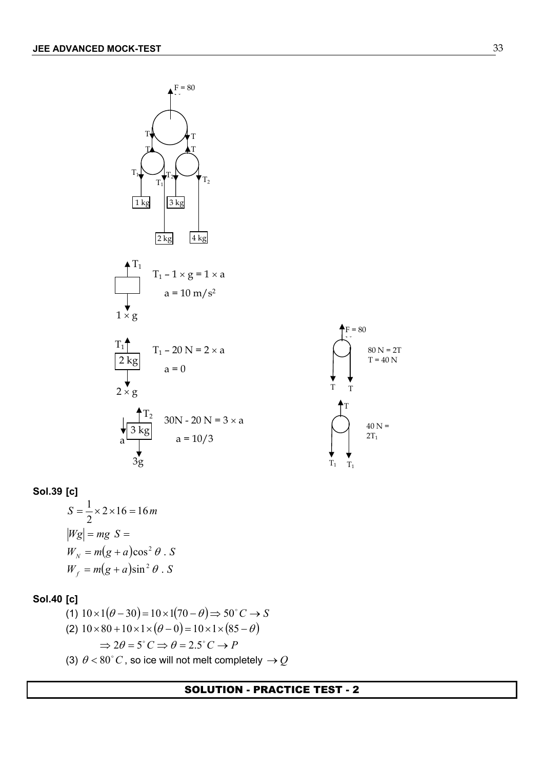F = 80

$T_1 - 1 \times g = 1 \times a$

$a = 10\ m/s^2$

$T_1 - 20\ N = 2 \times a$

$a = 0$

$30N - 20\ N = 3 \times a$

$a = 10/3$

$80\ N = 2T$

$T = 40\ N$

$40\ N = 2T_1$

**Sol.39 [c]**

$$S = \frac{1}{2} \times 2 \times 16 = 16\,m$$

$$|Wg| = mg\ S =$$

$$W_N = m(g+a)\cos^2\theta \,.\, S$$

$$W_f = m(g+a)\sin^2\theta \,.\, S$$

**Sol.40 [c]**

(1) $10 \times 1(\theta - 30) = 10 \times 1(70 - \theta) \Rightarrow 50^\circ C \to S$

(2) $10 \times 80 + 10 \times 1 \times (\theta - 0) = 10 \times 1 \times (85 - \theta)$

$\Rightarrow 2\theta = 5^\circ C \Rightarrow \theta = 2.5^\circ C \to P$

(3) $\theta < 80^\circ C$, so ice will not melt completely $\to Q$

## SOLUTION - PRACTICE TEST - 2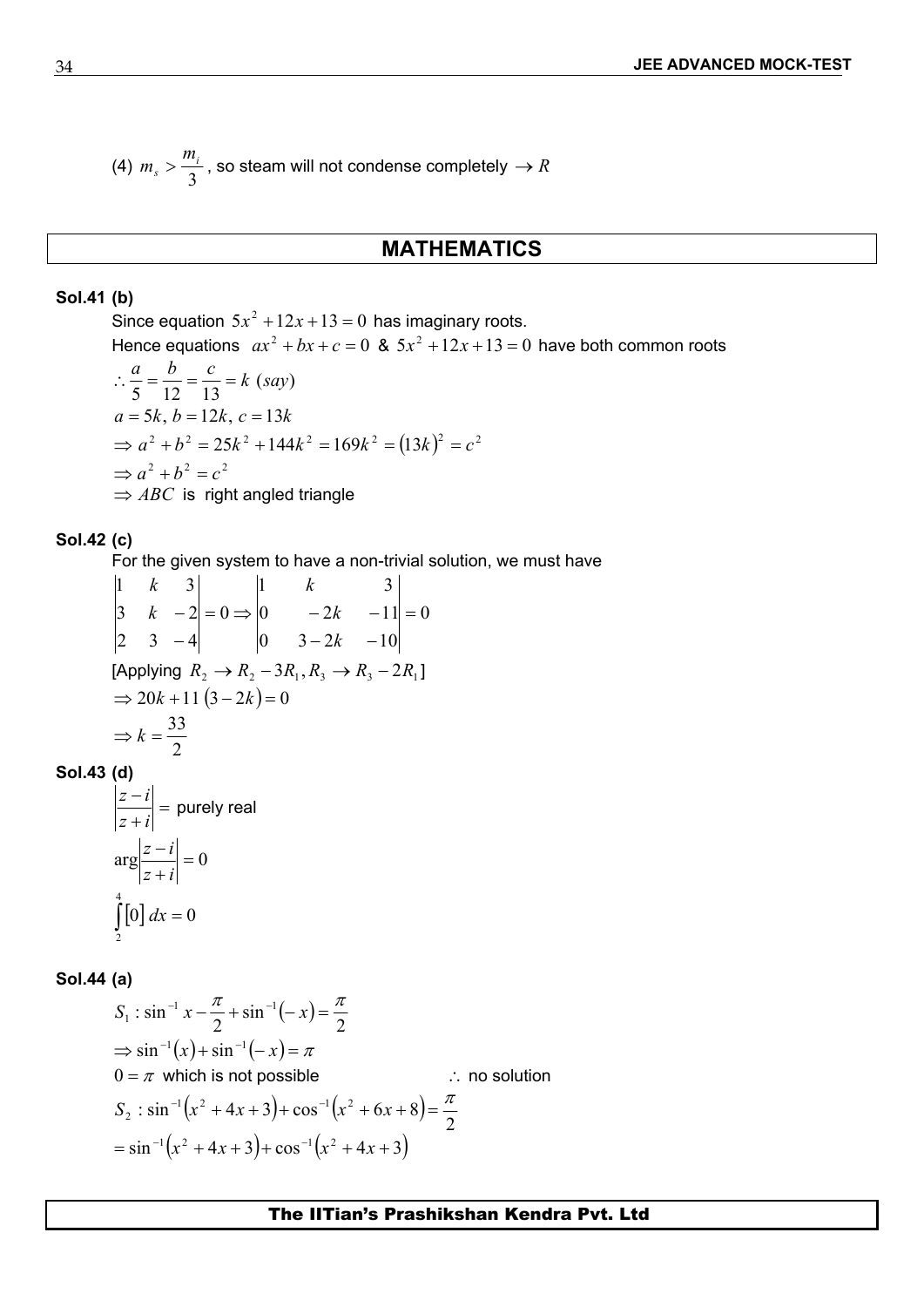(4) $m_s > \frac{m_i}{3}$, so steam will not condense completely $\rightarrow R$

## MATHEMATICS

**Sol.41 (b)**

Since equation $5x^2 + 12x + 13 = 0$ has imaginary roots.

Hence equations $ax^2 + bx + c = 0$ & $5x^2 + 12x + 13 = 0$ have both common roots

$\therefore \frac{a}{5} = \frac{b}{12} = \frac{c}{13} = k \ (say)$

$a = 5k, \ b = 12k, \ c = 13k$

$\Rightarrow a^2 + b^2 = 25k^2 + 144k^2 = 169k^2 = (13k)^2 = c^2$

$\Rightarrow a^2 + b^2 = c^2$

$\Rightarrow ABC$ is right angled triangle

**Sol.42 (c)**

For the given system to have a non-trivial solution, we must have

$$\begin{vmatrix} 1 & k & 3 \\ 3 & k & -2 \\ 2 & 3 & -4 \end{vmatrix} = 0 \Rightarrow \begin{vmatrix} 1 & k & 3 \\ 0 & -2k & -11 \\ 0 & 3-2k & -10 \end{vmatrix} = 0$$

[Applying $R_2 \rightarrow R_2 - 3R_1, R_3 \rightarrow R_3 - 2R_1$]

$\Rightarrow 20k + 11(3 - 2k) = 0$

$\Rightarrow k = \frac{33}{2}$

**Sol.43 (d)**

$\left|\frac{z-i}{z+i}\right| =$ purely real

$\arg\left|\frac{z-i}{z+i}\right| = 0$

$\int_2^4 [0] \, dx = 0$

**Sol.44 (a)**

$S_1 : \sin^{-1} x - \frac{\pi}{2} + \sin^{-1}(-x) = \frac{\pi}{2}$

$\Rightarrow \sin^{-1}(x) + \sin^{-1}(-x) = \pi$

$0 = \pi$ which is not possible $\qquad \therefore$ no solution

$S_2 : \sin^{-1}(x^2 + 4x + 3) + \cos^{-1}(x^2 + 6x + 8) = \frac{\pi}{2}$

$= \sin^{-1}(x^2 + 4x + 3) + \cos^{-1}(x^2 + 4x + 3)$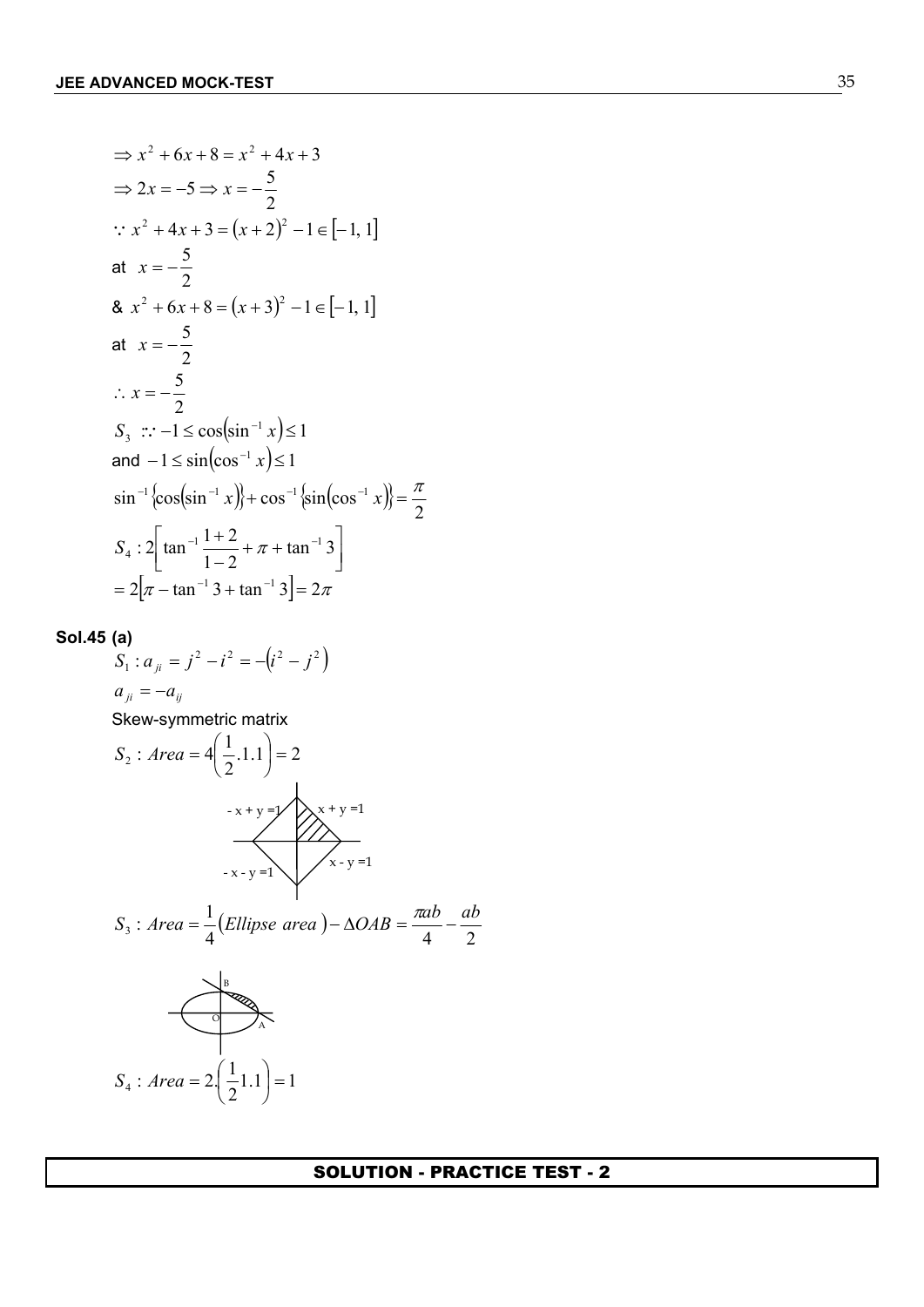$\Rightarrow x^2 + 6x + 8 = x^2 + 4x + 3$

$\Rightarrow 2x = -5 \Rightarrow x = -\dfrac{5}{2}$

$\because x^2 + 4x + 3 = (x+2)^2 - 1 \in [-1, 1]$

at $x = -\dfrac{5}{2}$

& $x^2 + 6x + 8 = (x+3)^2 - 1 \in [-1, 1]$

at $x = -\dfrac{5}{2}$

$\therefore x = -\dfrac{5}{2}$

$S_3 \;\because -1 \le \cos(\sin^{-1} x) \le 1$

and $-1 \le \sin(\cos^{-1} x) \le 1$

$\sin^{-1}\{\cos(\sin^{-1} x)\} + \cos^{-1}\{\sin(\cos^{-1} x)\} = \dfrac{\pi}{2}$

$S_4 : 2\left[\tan^{-1}\dfrac{1+2}{1-2} + \pi + \tan^{-1} 3\right]$

$= 2\left[\pi - \tan^{-1} 3 + \tan^{-1} 3\right] = 2\pi$

**Sol.45 (a)**

$S_1 : a_{ji} = j^2 - i^2 = -(i^2 - j^2)$

$a_{ji} = -a_{ij}$

Skew-symmetric matrix

$S_2 : Area = 4\left(\dfrac{1}{2}.1.1\right) = 2$

$-x + y = 1$, $x + y = 1$, $-x - y = 1$, $x - y = 1$

$S_3 : Area = \dfrac{1}{4}(Ellipse\ area) - \Delta OAB = \dfrac{\pi ab}{4} - \dfrac{ab}{2}$

$S_4 : Area = 2.\left(\dfrac{1}{2}1.1\right) = 1$

## SOLUTION - PRACTICE TEST - 2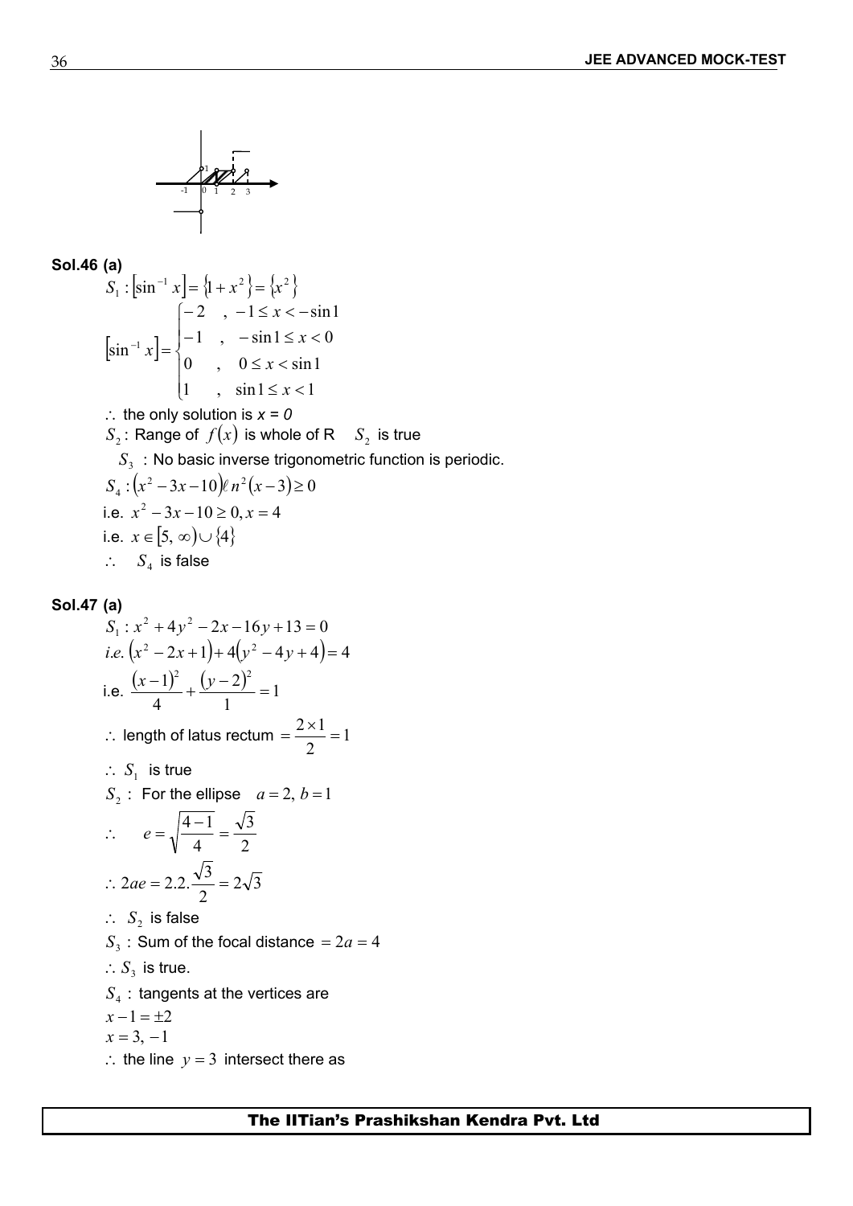**Sol.46 (a)**

$S_1 : \left[\sin^{-1} x\right] = \left\{1 + x^2\right\} = \left\{x^2\right\}$

$$\left[\sin^{-1} x\right] = \begin{cases} -2 & , \ -1 \le x < -\sin 1 \\ -1 & , \ -\sin 1 \le x < 0 \\ 0 & , \ 0 \le x < \sin 1 \\ 1 & , \ \sin 1 \le x < 1 \end{cases}$$

$\therefore$ the only solution is $x = 0$

$S_2$ : Range of $f(x)$ is whole of R $\quad S_2$ is true

$S_3$ : No basic inverse trigonometric function is periodic.

$S_4 : \left(x^2 - 3x - 10\right)\ell n^2 (x - 3) \ge 0$

i.e. $x^2 - 3x - 10 \ge 0, x = 4$

i.e. $x \in [5, \infty) \cup \{4\}$

$\therefore \quad S_4$ is false

**Sol.47 (a)**

$S_1 : x^2 + 4y^2 - 2x - 16y + 13 = 0$

*i.e.* $\left(x^2 - 2x + 1\right) + 4\left(y^2 - 4y + 4\right) = 4$

i.e. $\dfrac{(x-1)^2}{4} + \dfrac{(y-2)^2}{1} = 1$

$\therefore$ length of latus rectum $= \dfrac{2 \times 1}{2} = 1$

$\therefore \ S_1$ is true

$S_2$ : For the ellipse $\quad a = 2, \ b = 1$

$\therefore \qquad e = \sqrt{\dfrac{4-1}{4}} = \dfrac{\sqrt{3}}{2}$

$\therefore 2ae = 2.2.\dfrac{\sqrt{3}}{2} = 2\sqrt{3}$

$\therefore \ S_2$ is false

$S_3$ : Sum of the focal distance $= 2a = 4$

$\therefore S_3$ is true.

$S_4$ : tangents at the vertices are

$x - 1 = \pm 2$

$x = 3, -1$

$\therefore$ the line $y = 3$ intersect there as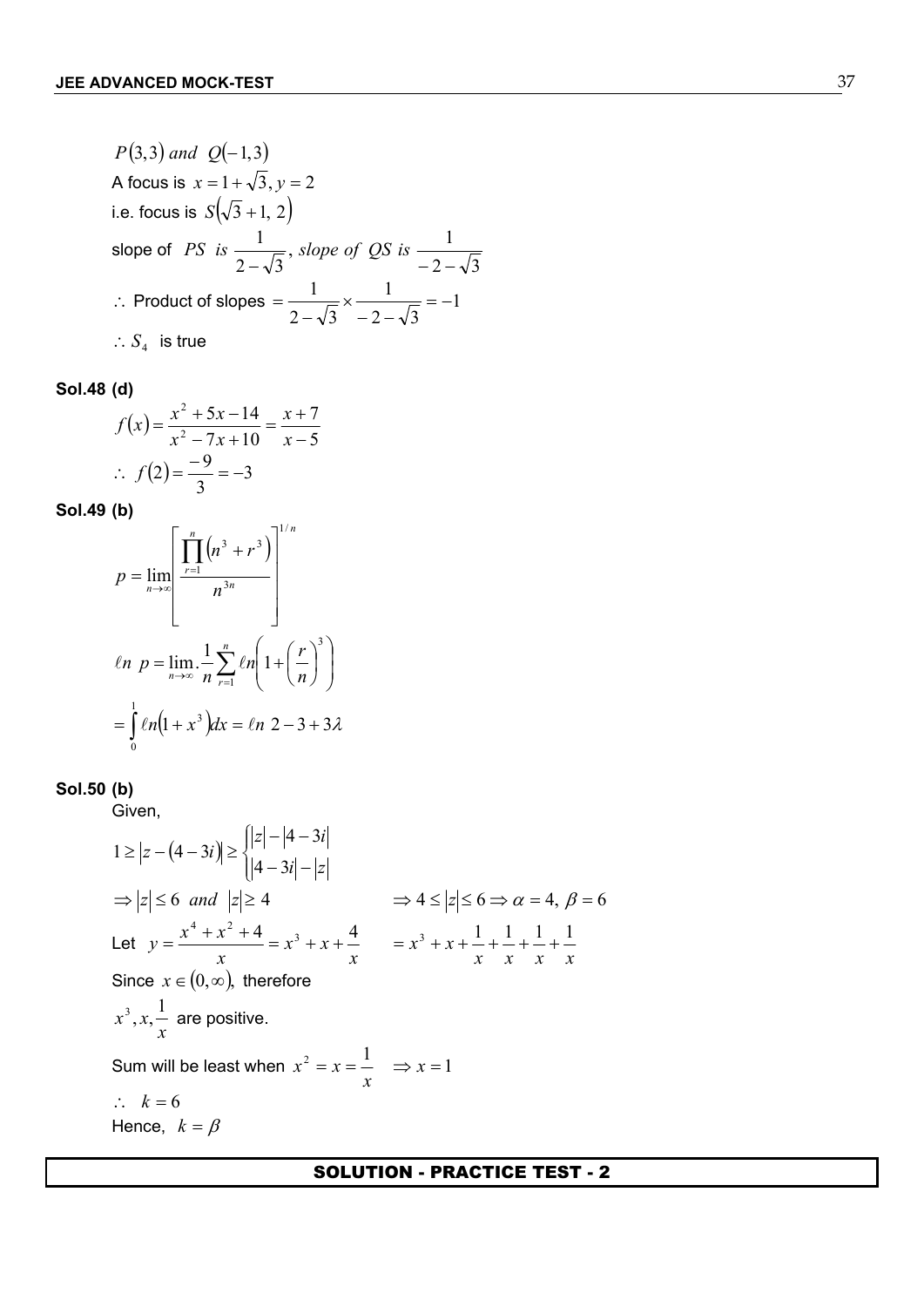$P(3,3)$ and $Q(-1,3)$

A focus is $x = 1+\sqrt{3}, y = 2$

i.e. focus is $S(\sqrt{3}+1, 2)$

slope of $PS$ is $\dfrac{1}{2-\sqrt{3}}$, slope of $QS$ is $\dfrac{1}{-2-\sqrt{3}}$

$\therefore$ Product of slopes $= \dfrac{1}{2-\sqrt{3}} \times \dfrac{1}{-2-\sqrt{3}} = -1$

$\therefore S_4$ is true

**Sol.48 (d)**

$$f(x) = \frac{x^2+5x-14}{x^2-7x+10} = \frac{x+7}{x-5}$$

$$\therefore f(2) = \frac{-9}{3} = -3$$

**Sol.49 (b)**

$$p = \lim_{n\to\infty}\left[\frac{\prod_{r=1}^{n}\left(n^3+r^3\right)}{n^{3n}}\right]^{1/n}$$

$$\ell n\ p = \lim_{n\to\infty} \frac{1}{n}\sum_{r=1}^{n} \ell n\left(1+\left(\frac{r}{n}\right)^3\right)$$

$$= \int_0^1 \ell n\left(1+x^3\right)dx = \ell n\ 2 - 3 + 3\lambda$$

**Sol.50 (b)**

Given,

$$1 \ge |z-(4-3i)| \ge \begin{cases} |z|-|4-3i| \\ |4-3i|-|z| \end{cases}$$

$\Rightarrow |z| \le 6$ and $|z| \ge 4$ $\qquad \Rightarrow 4 \le |z| \le 6 \Rightarrow \alpha = 4,\ \beta = 6$

Let $y = \dfrac{x^4+x^2+4}{x} = x^3 + x + \dfrac{4}{x}$ $\qquad = x^3 + x + \dfrac{1}{x} + \dfrac{1}{x} + \dfrac{1}{x} + \dfrac{1}{x}$

Since $x \in (0,\infty)$, therefore

$x^3, x, \dfrac{1}{x}$ are positive.

Sum will be least when $x^2 = x = \dfrac{1}{x} \quad \Rightarrow x = 1$

$\therefore \quad k = 6$

Hence, $k = \beta$

## SOLUTION - PRACTICE TEST - 2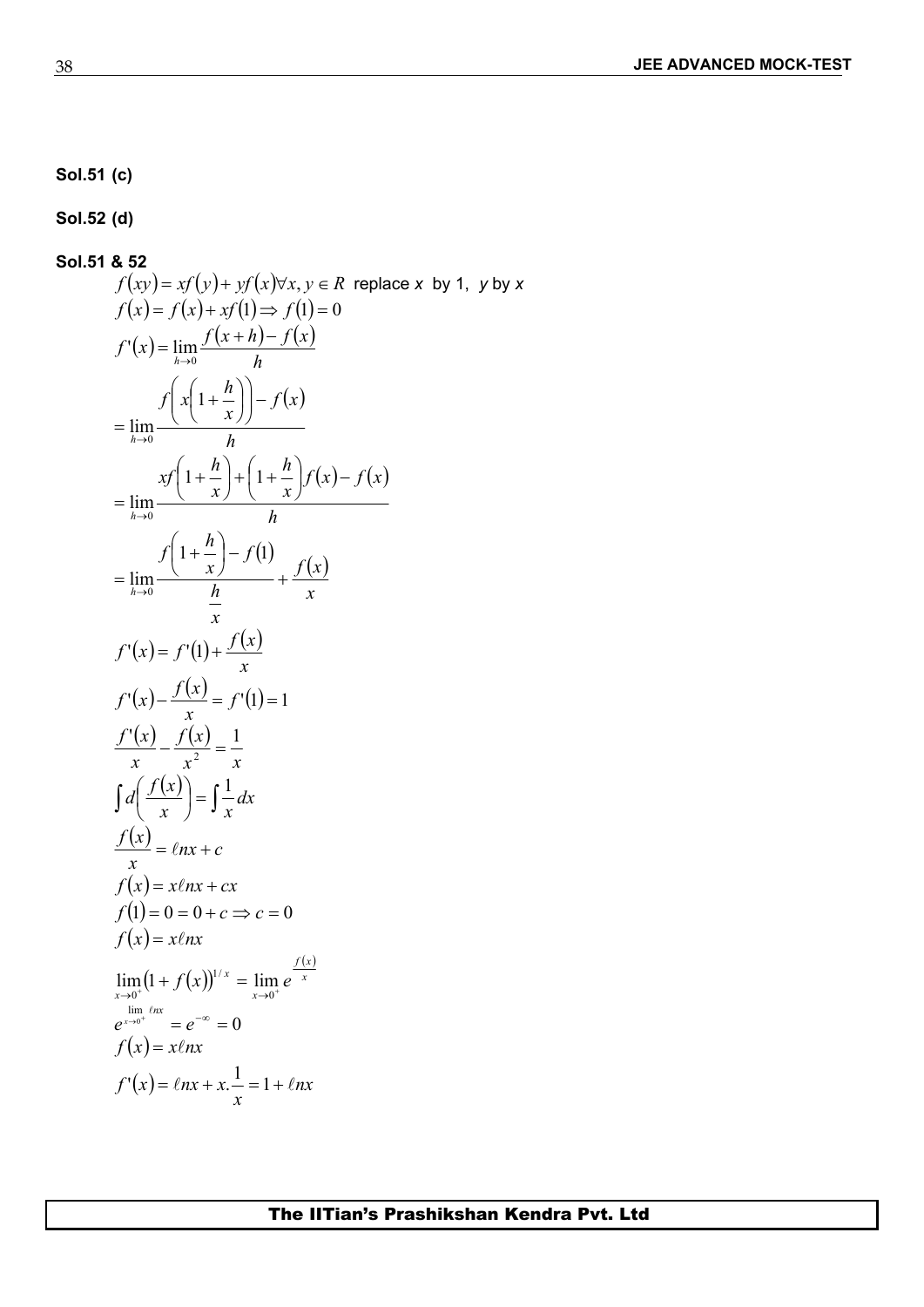**Sol.51 (c)**

**Sol.52 (d)**

**Sol.51 & 52**

$f(xy) = xf(y) + yf(x) \forall x, y \in R$ replace $x$ by 1, $y$ by $x$

$f(x) = f(x) + xf(1) \Rightarrow f(1) = 0$

$$f'(x) = \lim_{h \to 0} \frac{f(x+h) - f(x)}{h}$$

$$= \lim_{h \to 0} \frac{f\left(x\left(1 + \frac{h}{x}\right)\right) - f(x)}{h}$$

$$= \lim_{h \to 0} \frac{xf\left(1 + \frac{h}{x}\right) + \left(1 + \frac{h}{x}\right)f(x) - f(x)}{h}$$

$$= \lim_{h \to 0} \frac{f\left(1 + \frac{h}{x}\right) - f(1)}{\frac{h}{x}} + \frac{f(x)}{x}$$

$$f'(x) = f'(1) + \frac{f(x)}{x}$$

$$f'(x) - \frac{f(x)}{x} = f'(1) = 1$$

$$\frac{f'(x)}{x} - \frac{f(x)}{x^2} = \frac{1}{x}$$

$$\int d\left(\frac{f(x)}{x}\right) = \int \frac{1}{x} dx$$

$$\frac{f(x)}{x} = \ell nx + c$$

$$f(x) = x\ell nx + cx$$

$$f(1) = 0 = 0 + c \Rightarrow c = 0$$

$$f(x) = x\ell nx$$

$$\lim_{x \to 0^+} (1 + f(x))^{1/x} = \lim_{x \to 0^+} e^{\frac{f(x)}{x}}$$

$$e^{\lim_{x \to 0^+} \ell nx} = e^{-\infty} = 0$$

$$f(x) = x\ell nx$$

$$f'(x) = \ell nx + x.\frac{1}{x} = 1 + \ell nx$$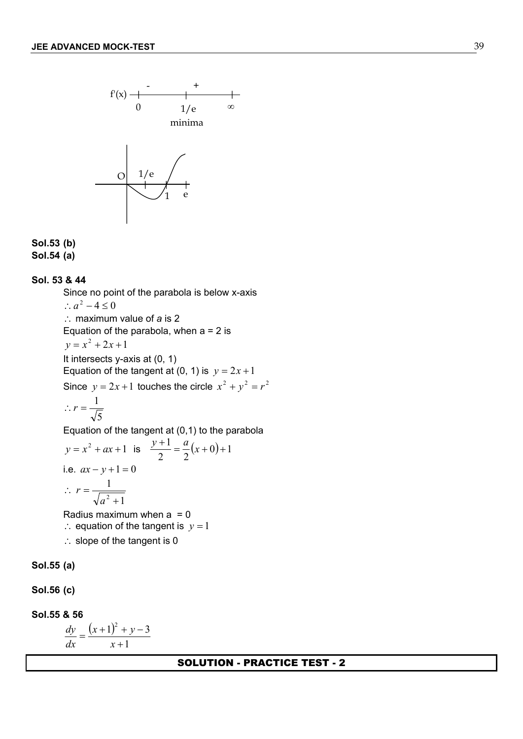f'(x): sign chart — on $(0, 1/e)$: $-$; on $(1/e, \infty)$: $+$; minima at $1/e$

**Sol.53 (b)**
**Sol.54 (a)**

**Sol. 53 & 44**

Since no point of the parabola is below x-axis

$\therefore a^2 - 4 \le 0$

$\therefore$ maximum value of *a* is 2

Equation of the parabola, when a = 2 is

$y = x^2 + 2x + 1$

It intersects y-axis at (0, 1)

Equation of the tangent at (0, 1) is $y = 2x + 1$

Since $y = 2x + 1$ touches the circle $x^2 + y^2 = r^2$

$\therefore r = \dfrac{1}{\sqrt{5}}$

Equation of the tangent at (0,1) to the parabola

$y = x^2 + ax + 1$ is $\dfrac{y+1}{2} = \dfrac{a}{2}(x+0) + 1$

i.e. $ax - y + 1 = 0$

$\therefore r = \dfrac{1}{\sqrt{a^2+1}}$

Radius maximum when a = 0

$\therefore$ equation of the tangent is $y = 1$

$\therefore$ slope of the tangent is 0

**Sol.55 (a)**

**Sol.56 (c)**

**Sol.55 & 56**

$$\frac{dy}{dx} = \frac{(x+1)^2 + y - 3}{x+1}$$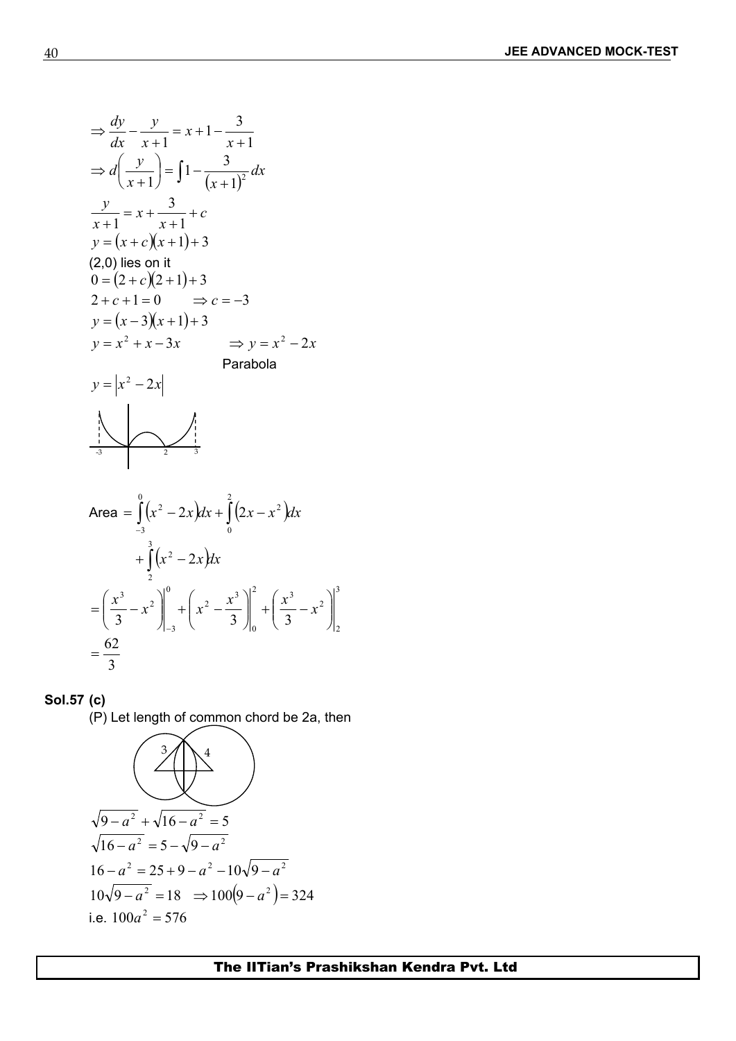$$\Rightarrow \frac{dy}{dx} - \frac{y}{x+1} = x + 1 - \frac{3}{x+1}$$

$$\Rightarrow d\left(\frac{y}{x+1}\right) = \int 1 - \frac{3}{(x+1)^2}\,dx$$

$$\frac{y}{x+1} = x + \frac{3}{x+1} + c$$

$$y = (x+c)(x+1) + 3$$

(2,0) lies on it

$$0 = (2+c)(2+1) + 3$$

$$2 + c + 1 = 0 \qquad \Rightarrow c = -3$$

$$y = (x-3)(x+1) + 3$$

$$y = x^2 + x - 3x \qquad \Rightarrow y = x^2 - 2x$$

Parabola

$$y = \left|x^2 - 2x\right|$$

$$\text{Area} = \int_{-3}^{0}\left(x^2 - 2x\right)dx + \int_{0}^{2}\left(2x - x^2\right)dx + \int_{2}^{3}\left(x^2 - 2x\right)dx$$

$$= \left(\frac{x^3}{3} - x^2\right)\Bigg|_{-3}^{0} + \left(x^2 - \frac{x^3}{3}\right)\Bigg|_{0}^{2} + \left(\frac{x^3}{3} - x^2\right)\Bigg|_{2}^{3}$$

$$= \frac{62}{3}$$

**Sol.57 (c)**

(P) Let length of common chord be 2a, then

$$\sqrt{9 - a^2} + \sqrt{16 - a^2} = 5$$

$$\sqrt{16 - a^2} = 5 - \sqrt{9 - a^2}$$

$$16 - a^2 = 25 + 9 - a^2 - 10\sqrt{9 - a^2}$$

$$10\sqrt{9 - a^2} = 18 \quad \Rightarrow 100\left(9 - a^2\right) = 324$$

i.e. $100a^2 = 576$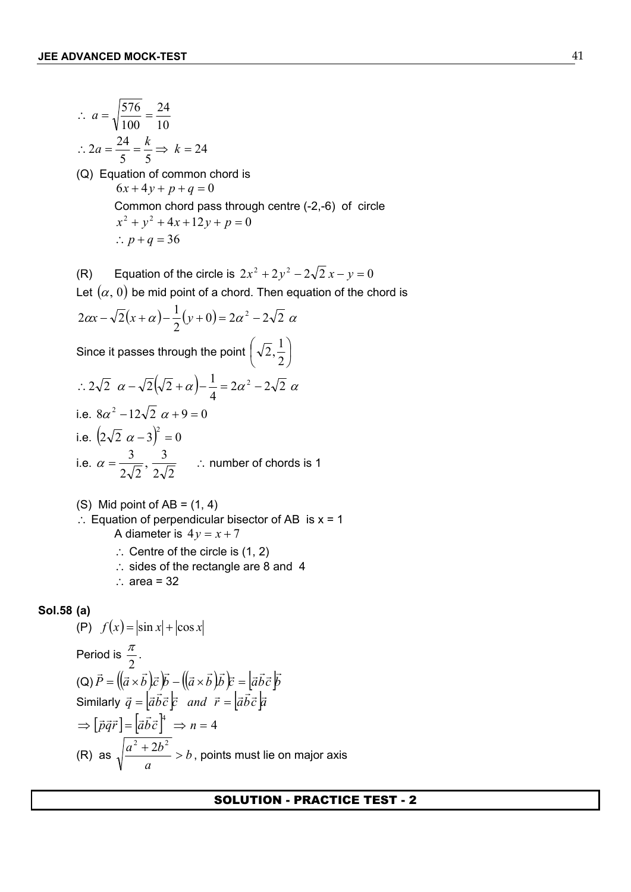$\therefore\ a = \sqrt{\dfrac{576}{100}} = \dfrac{24}{10}$

$\therefore 2a = \dfrac{24}{5} = \dfrac{k}{5} \Rightarrow\ k = 24$

(Q) Equation of common chord is

$6x + 4y + p + q = 0$

Common chord pass through centre (-2,-6) of circle

$x^2 + y^2 + 4x + 12y + p = 0$

$\therefore\ p + q = 36$

(R) Equation of the circle is $2x^2 + 2y^2 - 2\sqrt{2}\,x - y = 0$

Let $(\alpha, 0)$ be mid point of a chord. Then equation of the chord is

$2\alpha x - \sqrt{2}(x + \alpha) - \dfrac{1}{2}(y + 0) = 2\alpha^2 - 2\sqrt{2}\ \alpha$

Since it passes through the point $\left(\sqrt{2}, \dfrac{1}{2}\right)$

$\therefore 2\sqrt{2}\ \ \alpha - \sqrt{2}\left(\sqrt{2} + \alpha\right) - \dfrac{1}{4} = 2\alpha^2 - 2\sqrt{2}\ \alpha$

i.e. $8\alpha^2 - 12\sqrt{2}\ \alpha + 9 = 0$

i.e. $\left(2\sqrt{2}\ \alpha - 3\right)^2 = 0$

i.e. $\alpha = \dfrac{3}{2\sqrt{2}}, \dfrac{3}{2\sqrt{2}}$ $\quad\therefore$ number of chords is 1

(S) Mid point of AB = (1, 4)

$\therefore$ Equation of perpendicular bisector of AB is x = 1

A diameter is $4y = x + 7$

$\therefore$ Centre of the circle is (1, 2)

$\therefore$ sides of the rectangle are 8 and 4

$\therefore$ area = 32

**Sol.58 (a)**

(P) $f(x) = |\sin x| + |\cos x|$

Period is $\dfrac{\pi}{2}$.

(Q) $\vec{P} = \left((\vec{a} \times \vec{b}).\vec{c}\right)\vec{b} - \left((\vec{a} \times \vec{b}).\vec{b}\right)\vec{c} = \left[\vec{a}\vec{b}\vec{c}\right]\vec{b}$

Similarly $\vec{q} = \left[\vec{a}\vec{b}\vec{c}\right]\vec{c}\ \ and\ \ \vec{r} = \left[\vec{a}\vec{b}\vec{c}\right]\vec{a}$

$\Rightarrow \left[\vec{p}\vec{q}\vec{r}\right] = \left[\vec{a}\vec{b}\vec{c}\right]^4 \Rightarrow n = 4$

(R) as $\sqrt{\dfrac{a^2 + 2b^2}{a}} > b$, points must lie on major axis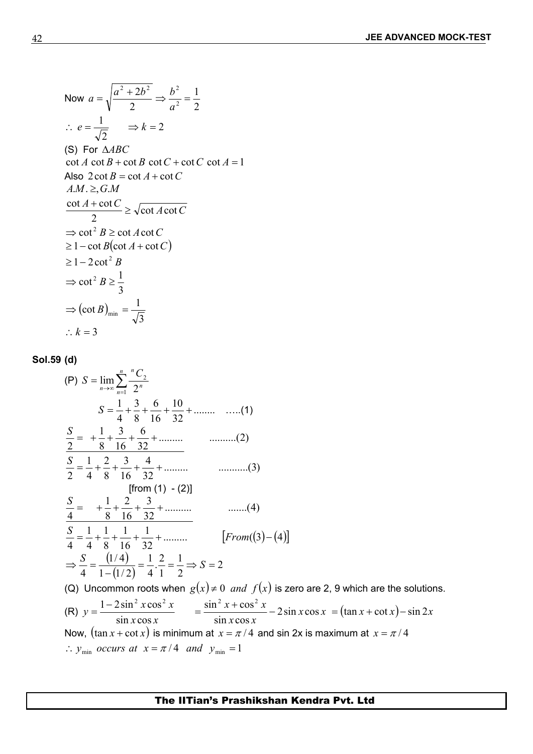Now $a = \sqrt{\dfrac{a^2 + 2b^2}{2}} \Rightarrow \dfrac{b^2}{a^2} = \dfrac{1}{2}$

$\therefore\ e = \dfrac{1}{\sqrt{2}} \qquad \Rightarrow k = 2$

(S) For $\Delta ABC$

$\cot A\ \cot B + \cot B\ \cot C + \cot C\ \cot A = 1$

Also $2\cot B = \cot A + \cot C$

$A.M. \geq, G.M$

$\dfrac{\cot A + \cot C}{2} \geq \sqrt{\cot A \cot C}$

$\Rightarrow \cot^2 B \geq \cot A \cot C$

$\geq 1 - \cot B(\cot A + \cot C)$

$\geq 1 - 2\cot^2 B$

$\Rightarrow \cot^2 B \geq \dfrac{1}{3}$

$\Rightarrow (\cot B)_{\min} = \dfrac{1}{\sqrt{3}}$

$\therefore k = 3$

**Sol.59 (d)**

(P) $S = \lim\limits_{n \to \infty} \sum\limits_{n=1}^{n} \dfrac{{}^nC_2}{2^n}$

$$S = \frac{1}{4} + \frac{3}{8} + \frac{6}{16} + \frac{10}{32} + \dots\dots \quad \dots(1)$$

$$\frac{S}{2} = \quad + \frac{1}{8} + \frac{3}{16} + \frac{6}{32} + \dots\dots \quad \dots(2)$$

$$\frac{S}{2} = \frac{1}{4} + \frac{2}{8} + \frac{3}{16} + \frac{4}{32} + \dots\dots \quad \dots(3)$$

[from (1) - (2)]

$$\frac{S}{4} = \quad + \frac{1}{8} + \frac{2}{16} + \frac{3}{32} + \dots\dots \quad \dots(4)$$

$$\frac{S}{4} = \frac{1}{4} + \frac{1}{8} + \frac{1}{16} + \frac{1}{32} + \dots\dots \quad [From((3) - (4)]$$

$$\Rightarrow \frac{S}{4} = \frac{(1/4)}{1 - (1/2)} = \frac{1}{4} \cdot \frac{2}{1} = \frac{1}{2} \Rightarrow S = 2$$

(Q) Uncommon roots when $g(x) \neq 0$ *and* $f(x)$ is zero are 2, 9 which are the solutions.

(R) $y = \dfrac{1 - 2\sin^2 x \cos^2 x}{\sin x \cos x} = \dfrac{\sin^2 x + \cos^2 x}{\sin x \cos x} - 2\sin x \cos x = (\tan x + \cot x) - \sin 2x$

Now, $(\tan x + \cot x)$ is minimum at $x = \pi/4$ and sin 2x is maximum at $x = \pi/4$

$\therefore\ y_{\min}$ *occurs at* $x = \pi/4$ *and* $y_{\min} = 1$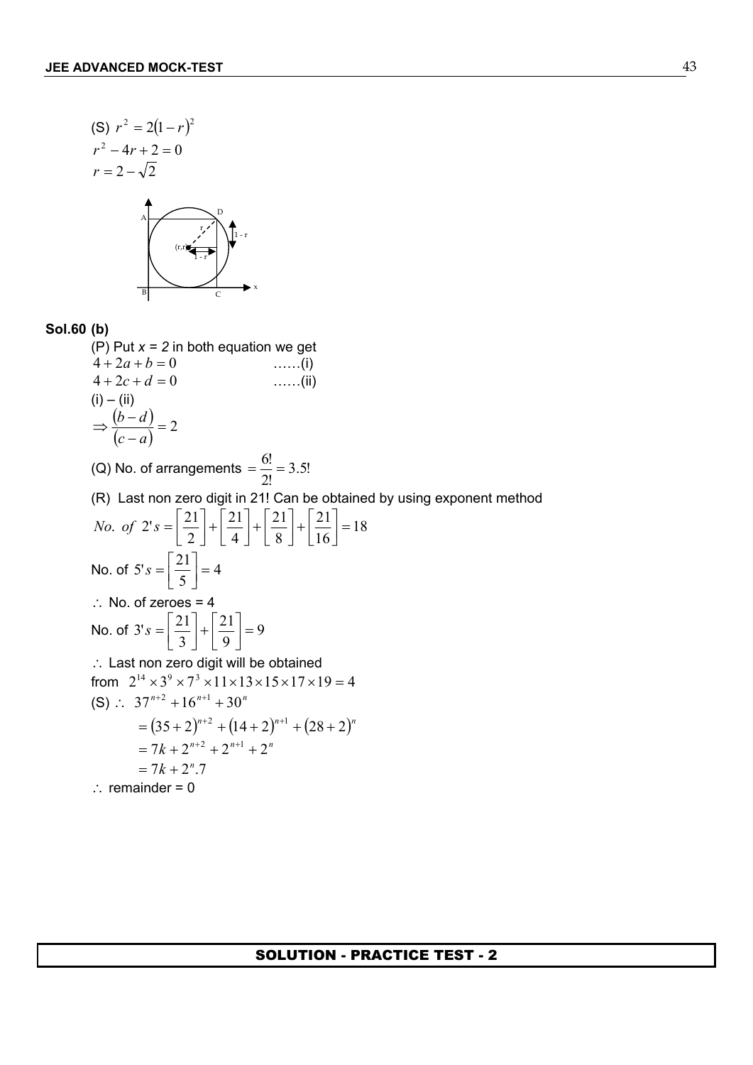(S) $r^2 = 2(1-r)^2$

$r^2 - 4r + 2 = 0$

$r = 2 - \sqrt{2}$

A

D

r

1 - r

(r,r)

1 - r

B

C

x

**Sol.60 (b)**

(P) Put $x = 2$ in both equation we get

$4 + 2a + b = 0$ ……(i)

$4 + 2c + d = 0$ ……(ii)

(i) – (ii)

$\Rightarrow \frac{(b-d)}{(c-a)} = 2$

(Q) No. of arrangements $= \frac{6!}{2!} = 3.5!$

(R) Last non zero digit in 21! Can be obtained by using exponent method

$No.\ of\ 2's = \left[\frac{21}{2}\right] + \left[\frac{21}{4}\right] + \left[\frac{21}{8}\right] + \left[\frac{21}{16}\right] = 18$

No. of $5's = \left[\frac{21}{5}\right] = 4$

$\therefore$ No. of zeroes = 4

No. of $3's = \left[\frac{21}{3}\right] + \left[\frac{21}{9}\right] = 9$

$\therefore$ Last non zero digit will be obtained

from $2^{14} \times 3^9 \times 7^3 \times 11 \times 13 \times 15 \times 17 \times 19 = 4$

(S) $\therefore\ 37^{n+2} + 16^{n+1} + 30^n$

$= (35+2)^{n+2} + (14+2)^{n+1} + (28+2)^n$

$= 7k + 2^{n+2} + 2^{n+1} + 2^n$

$= 7k + 2^n.7$

$\therefore$ remainder = 0

**SOLUTION - PRACTICE TEST - 2**